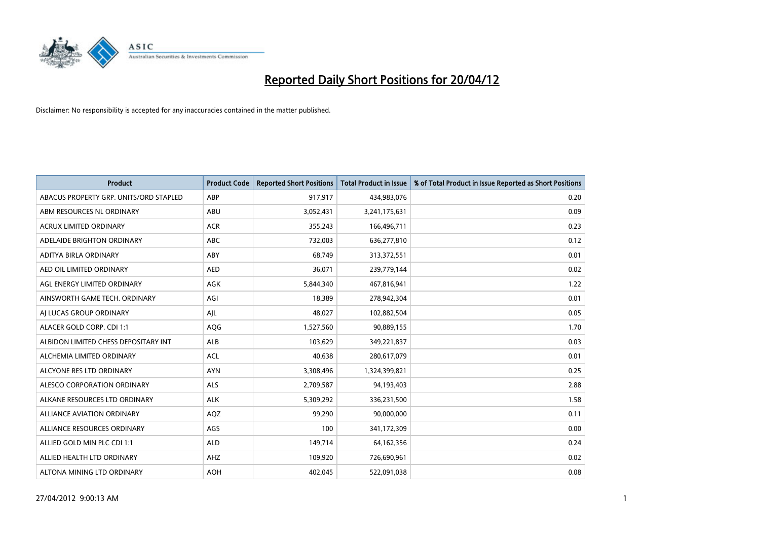# Reported Daily Short Positions for 20/04/12

Disclaimer: No responsibility is accepted for any inaccuracies contained in the matter published.

| Product | Product Code | Reported Short Positions | Total Product in Issue | % of Total Product in Issue Reported as Short Positions |
|---|---|---|---|---|
| ABACUS PROPERTY GRP. UNITS/ORD STAPLED | ABP | 917,917 | 434,983,076 | 0.20 |
| ABM RESOURCES NL ORDINARY | ABU | 3,052,431 | 3,241,175,631 | 0.09 |
| ACRUX LIMITED ORDINARY | ACR | 355,243 | 166,496,711 | 0.23 |
| ADELAIDE BRIGHTON ORDINARY | ABC | 732,003 | 636,277,810 | 0.12 |
| ADITYA BIRLA ORDINARY | ABY | 68,749 | 313,372,551 | 0.01 |
| AED OIL LIMITED ORDINARY | AED | 36,071 | 239,779,144 | 0.02 |
| AGL ENERGY LIMITED ORDINARY | AGK | 5,844,340 | 467,816,941 | 1.22 |
| AINSWORTH GAME TECH. ORDINARY | AGI | 18,389 | 278,942,304 | 0.01 |
| AJ LUCAS GROUP ORDINARY | AJL | 48,027 | 102,882,504 | 0.05 |
| ALACER GOLD CORP. CDI 1:1 | AQG | 1,527,560 | 90,889,155 | 1.70 |
| ALBIDON LIMITED CHESS DEPOSITARY INT | ALB | 103,629 | 349,221,837 | 0.03 |
| ALCHEMIA LIMITED ORDINARY | ACL | 40,638 | 280,617,079 | 0.01 |
| ALCYONE RES LTD ORDINARY | AYN | 3,308,496 | 1,324,399,821 | 0.25 |
| ALESCO CORPORATION ORDINARY | ALS | 2,709,587 | 94,193,403 | 2.88 |
| ALKANE RESOURCES LTD ORDINARY | ALK | 5,309,292 | 336,231,500 | 1.58 |
| ALLIANCE AVIATION ORDINARY | AQZ | 99,290 | 90,000,000 | 0.11 |
| ALLIANCE RESOURCES ORDINARY | AGS | 100 | 341,172,309 | 0.00 |
| ALLIED GOLD MIN PLC CDI 1:1 | ALD | 149,714 | 64,162,356 | 0.24 |
| ALLIED HEALTH LTD ORDINARY | AHZ | 109,920 | 726,690,961 | 0.02 |
| ALTONA MINING LTD ORDINARY | AOH | 402,045 | 522,091,038 | 0.08 |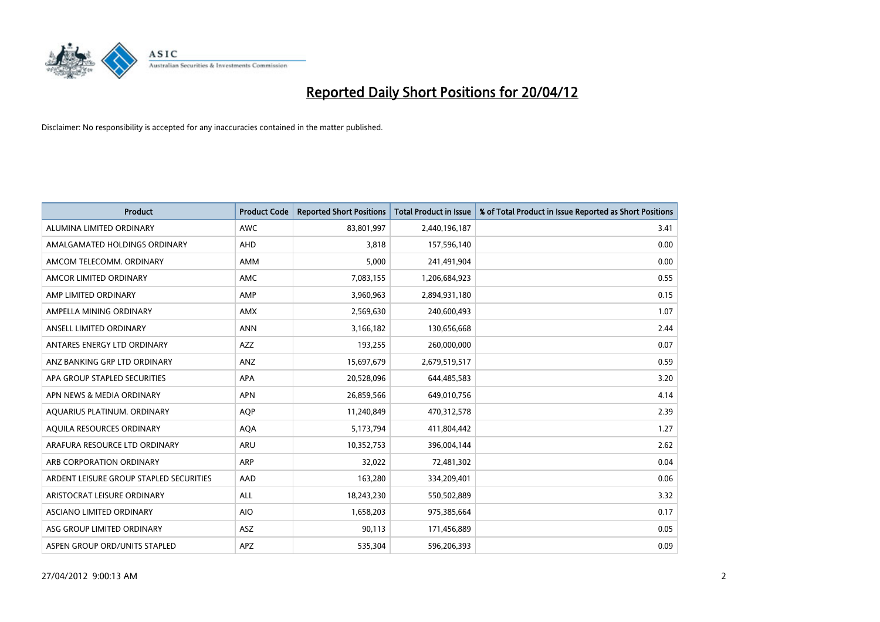# Reported Daily Short Positions for 20/04/12

Disclaimer: No responsibility is accepted for any inaccuracies contained in the matter published.

| Product | Product Code | Reported Short Positions | Total Product in Issue | % of Total Product in Issue Reported as Short Positions |
|---|---|---|---|---|
| ALUMINA LIMITED ORDINARY | AWC | 83,801,997 | 2,440,196,187 | 3.41 |
| AMALGAMATED HOLDINGS ORDINARY | AHD | 3,818 | 157,596,140 | 0.00 |
| AMCOM TELECOMM. ORDINARY | AMM | 5,000 | 241,491,904 | 0.00 |
| AMCOR LIMITED ORDINARY | AMC | 7,083,155 | 1,206,684,923 | 0.55 |
| AMP LIMITED ORDINARY | AMP | 3,960,963 | 2,894,931,180 | 0.15 |
| AMPELLA MINING ORDINARY | AMX | 2,569,630 | 240,600,493 | 1.07 |
| ANSELL LIMITED ORDINARY | ANN | 3,166,182 | 130,656,668 | 2.44 |
| ANTARES ENERGY LTD ORDINARY | AZZ | 193,255 | 260,000,000 | 0.07 |
| ANZ BANKING GRP LTD ORDINARY | ANZ | 15,697,679 | 2,679,519,517 | 0.59 |
| APA GROUP STAPLED SECURITIES | APA | 20,528,096 | 644,485,583 | 3.20 |
| APN NEWS & MEDIA ORDINARY | APN | 26,859,566 | 649,010,756 | 4.14 |
| AQUARIUS PLATINUM. ORDINARY | AQP | 11,240,849 | 470,312,578 | 2.39 |
| AQUILA RESOURCES ORDINARY | AQA | 5,173,794 | 411,804,442 | 1.27 |
| ARAFURA RESOURCE LTD ORDINARY | ARU | 10,352,753 | 396,004,144 | 2.62 |
| ARB CORPORATION ORDINARY | ARP | 32,022 | 72,481,302 | 0.04 |
| ARDENT LEISURE GROUP STAPLED SECURITIES | AAD | 163,280 | 334,209,401 | 0.06 |
| ARISTOCRAT LEISURE ORDINARY | ALL | 18,243,230 | 550,502,889 | 3.32 |
| ASCIANO LIMITED ORDINARY | AIO | 1,658,203 | 975,385,664 | 0.17 |
| ASG GROUP LIMITED ORDINARY | ASZ | 90,113 | 171,456,889 | 0.05 |
| ASPEN GROUP ORD/UNITS STAPLED | APZ | 535,304 | 596,206,393 | 0.09 |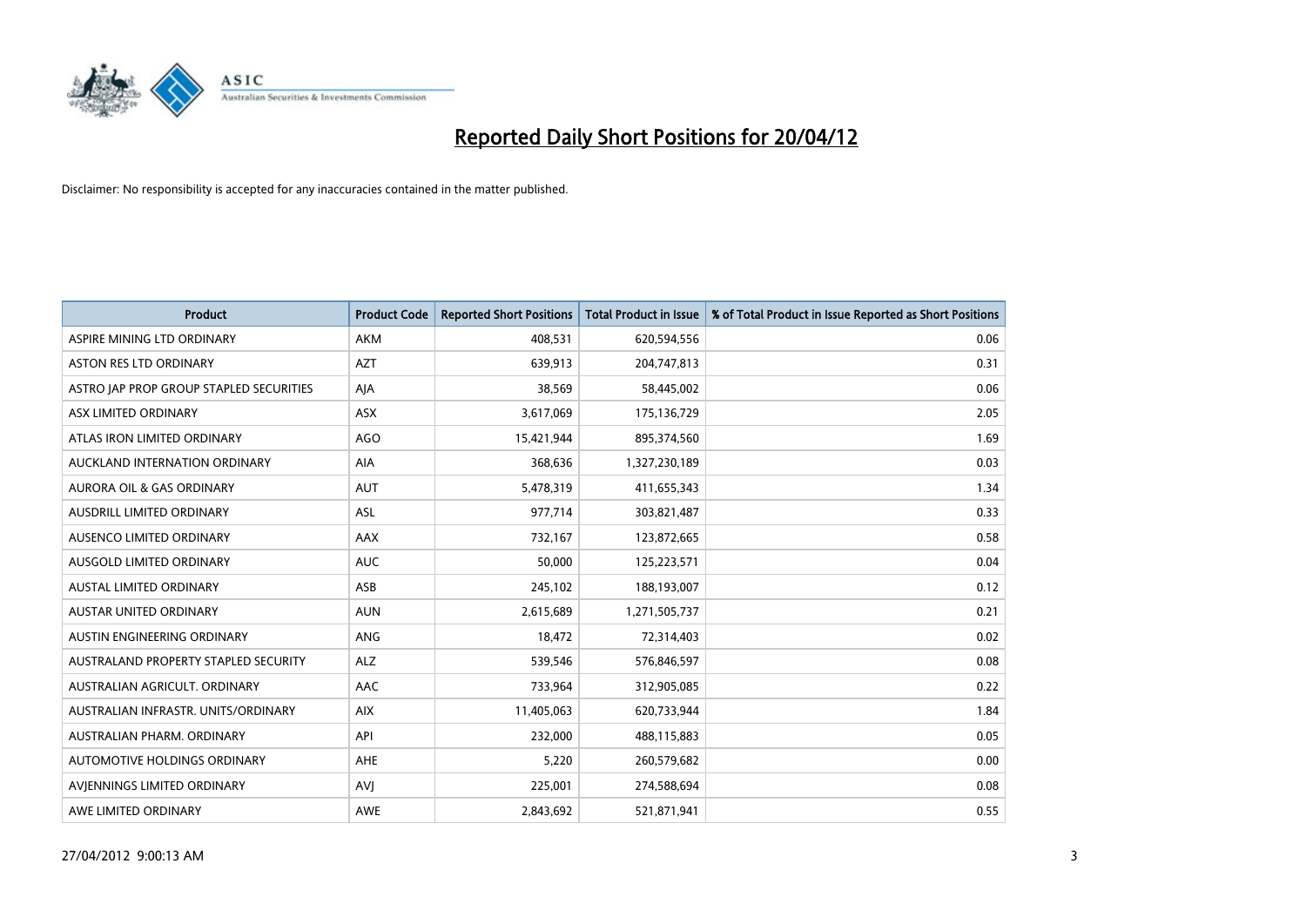# Reported Daily Short Positions for 20/04/12

Disclaimer: No responsibility is accepted for any inaccuracies contained in the matter published.

| Product | Product Code | Reported Short Positions | Total Product in Issue | % of Total Product in Issue Reported as Short Positions |
| --- | --- | --- | --- | --- |
| ASPIRE MINING LTD ORDINARY | AKM | 408,531 | 620,594,556 | 0.06 |
| ASTON RES LTD ORDINARY | AZT | 639,913 | 204,747,813 | 0.31 |
| ASTRO JAP PROP GROUP STAPLED SECURITIES | AJA | 38,569 | 58,445,002 | 0.06 |
| ASX LIMITED ORDINARY | ASX | 3,617,069 | 175,136,729 | 2.05 |
| ATLAS IRON LIMITED ORDINARY | AGO | 15,421,944 | 895,374,560 | 1.69 |
| AUCKLAND INTERNATION ORDINARY | AIA | 368,636 | 1,327,230,189 | 0.03 |
| AURORA OIL & GAS ORDINARY | AUT | 5,478,319 | 411,655,343 | 1.34 |
| AUSDRILL LIMITED ORDINARY | ASL | 977,714 | 303,821,487 | 0.33 |
| AUSENCO LIMITED ORDINARY | AAX | 732,167 | 123,872,665 | 0.58 |
| AUSGOLD LIMITED ORDINARY | AUC | 50,000 | 125,223,571 | 0.04 |
| AUSTAL LIMITED ORDINARY | ASB | 245,102 | 188,193,007 | 0.12 |
| AUSTAR UNITED ORDINARY | AUN | 2,615,689 | 1,271,505,737 | 0.21 |
| AUSTIN ENGINEERING ORDINARY | ANG | 18,472 | 72,314,403 | 0.02 |
| AUSTRALAND PROPERTY STAPLED SECURITY | ALZ | 539,546 | 576,846,597 | 0.08 |
| AUSTRALIAN AGRICULT. ORDINARY | AAC | 733,964 | 312,905,085 | 0.22 |
| AUSTRALIAN INFRASTR. UNITS/ORDINARY | AIX | 11,405,063 | 620,733,944 | 1.84 |
| AUSTRALIAN PHARM. ORDINARY | API | 232,000 | 488,115,883 | 0.05 |
| AUTOMOTIVE HOLDINGS ORDINARY | AHE | 5,220 | 260,579,682 | 0.00 |
| AVJENNINGS LIMITED ORDINARY | AVJ | 225,001 | 274,588,694 | 0.08 |
| AWE LIMITED ORDINARY | AWE | 2,843,692 | 521,871,941 | 0.55 |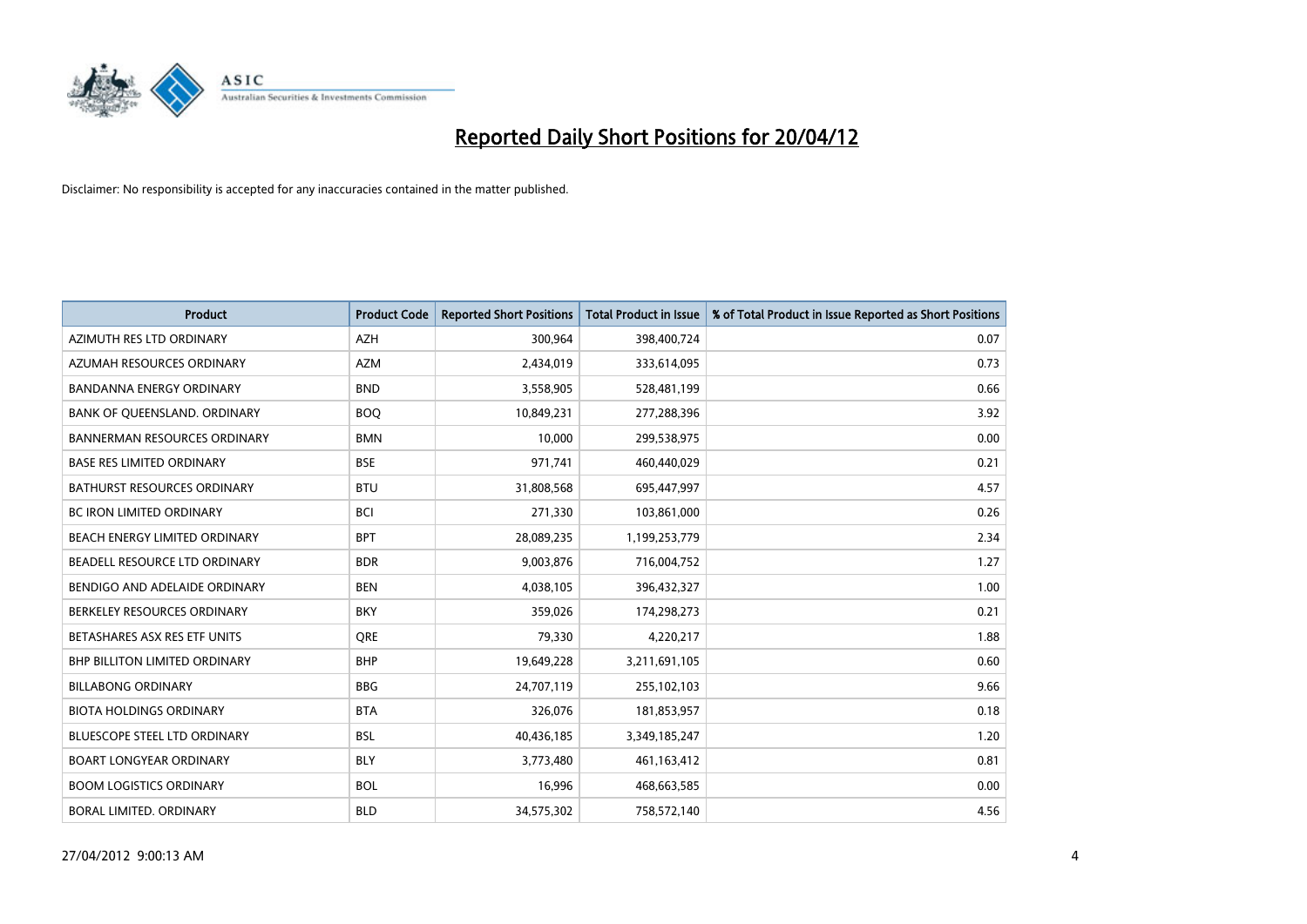# Reported Daily Short Positions for 20/04/12

Disclaimer: No responsibility is accepted for any inaccuracies contained in the matter published.

| Product | Product Code | Reported Short Positions | Total Product in Issue | % of Total Product in Issue Reported as Short Positions |
|---|---|---|---|---|
| AZIMUTH RES LTD ORDINARY | AZH | 300,964 | 398,400,724 | 0.07 |
| AZUMAH RESOURCES ORDINARY | AZM | 2,434,019 | 333,614,095 | 0.73 |
| BANDANNA ENERGY ORDINARY | BND | 3,558,905 | 528,481,199 | 0.66 |
| BANK OF QUEENSLAND. ORDINARY | BOQ | 10,849,231 | 277,288,396 | 3.92 |
| BANNERMAN RESOURCES ORDINARY | BMN | 10,000 | 299,538,975 | 0.00 |
| BASE RES LIMITED ORDINARY | BSE | 971,741 | 460,440,029 | 0.21 |
| BATHURST RESOURCES ORDINARY | BTU | 31,808,568 | 695,447,997 | 4.57 |
| BC IRON LIMITED ORDINARY | BCI | 271,330 | 103,861,000 | 0.26 |
| BEACH ENERGY LIMITED ORDINARY | BPT | 28,089,235 | 1,199,253,779 | 2.34 |
| BEADELL RESOURCE LTD ORDINARY | BDR | 9,003,876 | 716,004,752 | 1.27 |
| BENDIGO AND ADELAIDE ORDINARY | BEN | 4,038,105 | 396,432,327 | 1.00 |
| BERKELEY RESOURCES ORDINARY | BKY | 359,026 | 174,298,273 | 0.21 |
| BETASHARES ASX RES ETF UNITS | QRE | 79,330 | 4,220,217 | 1.88 |
| BHP BILLITON LIMITED ORDINARY | BHP | 19,649,228 | 3,211,691,105 | 0.60 |
| BILLABONG ORDINARY | BBG | 24,707,119 | 255,102,103 | 9.66 |
| BIOTA HOLDINGS ORDINARY | BTA | 326,076 | 181,853,957 | 0.18 |
| BLUESCOPE STEEL LTD ORDINARY | BSL | 40,436,185 | 3,349,185,247 | 1.20 |
| BOART LONGYEAR ORDINARY | BLY | 3,773,480 | 461,163,412 | 0.81 |
| BOOM LOGISTICS ORDINARY | BOL | 16,996 | 468,663,585 | 0.00 |
| BORAL LIMITED. ORDINARY | BLD | 34,575,302 | 758,572,140 | 4.56 |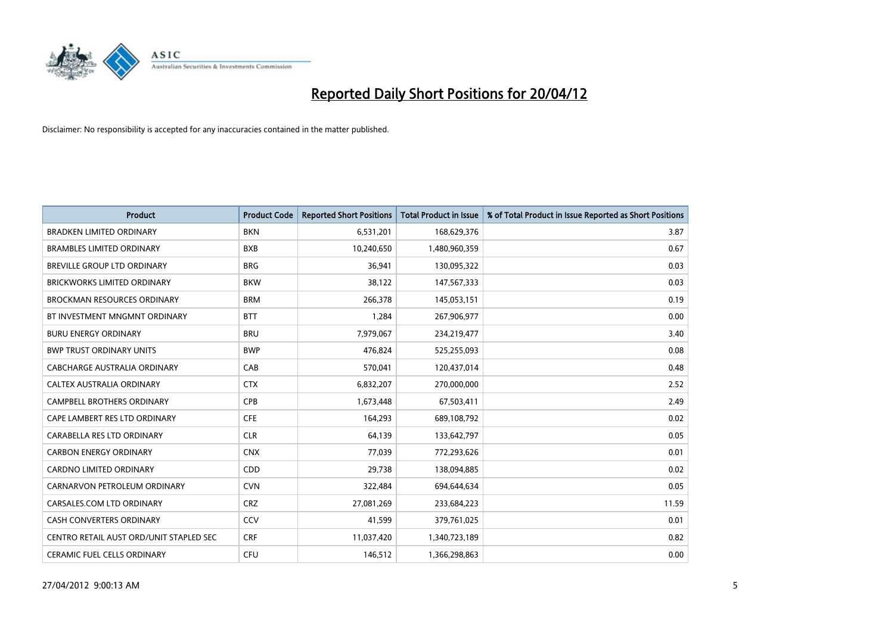# Reported Daily Short Positions for 20/04/12

Disclaimer: No responsibility is accepted for any inaccuracies contained in the matter published.

| Product | Product Code | Reported Short Positions | Total Product in Issue | % of Total Product in Issue Reported as Short Positions |
|---|---|---|---|---|
| BRADKEN LIMITED ORDINARY | BKN | 6,531,201 | 168,629,376 | 3.87 |
| BRAMBLES LIMITED ORDINARY | BXB | 10,240,650 | 1,480,960,359 | 0.67 |
| BREVILLE GROUP LTD ORDINARY | BRG | 36,941 | 130,095,322 | 0.03 |
| BRICKWORKS LIMITED ORDINARY | BKW | 38,122 | 147,567,333 | 0.03 |
| BROCKMAN RESOURCES ORDINARY | BRM | 266,378 | 145,053,151 | 0.19 |
| BT INVESTMENT MNGMNT ORDINARY | BTT | 1,284 | 267,906,977 | 0.00 |
| BURU ENERGY ORDINARY | BRU | 7,979,067 | 234,219,477 | 3.40 |
| BWP TRUST ORDINARY UNITS | BWP | 476,824 | 525,255,093 | 0.08 |
| CABCHARGE AUSTRALIA ORDINARY | CAB | 570,041 | 120,437,014 | 0.48 |
| CALTEX AUSTRALIA ORDINARY | CTX | 6,832,207 | 270,000,000 | 2.52 |
| CAMPBELL BROTHERS ORDINARY | CPB | 1,673,448 | 67,503,411 | 2.49 |
| CAPE LAMBERT RES LTD ORDINARY | CFE | 164,293 | 689,108,792 | 0.02 |
| CARABELLA RES LTD ORDINARY | CLR | 64,139 | 133,642,797 | 0.05 |
| CARBON ENERGY ORDINARY | CNX | 77,039 | 772,293,626 | 0.01 |
| CARDNO LIMITED ORDINARY | CDD | 29,738 | 138,094,885 | 0.02 |
| CARNARVON PETROLEUM ORDINARY | CVN | 322,484 | 694,644,634 | 0.05 |
| CARSALES.COM LTD ORDINARY | CRZ | 27,081,269 | 233,684,223 | 11.59 |
| CASH CONVERTERS ORDINARY | CCV | 41,599 | 379,761,025 | 0.01 |
| CENTRO RETAIL AUST ORD/UNIT STAPLED SEC | CRF | 11,037,420 | 1,340,723,189 | 0.82 |
| CERAMIC FUEL CELLS ORDINARY | CFU | 146,512 | 1,366,298,863 | 0.00 |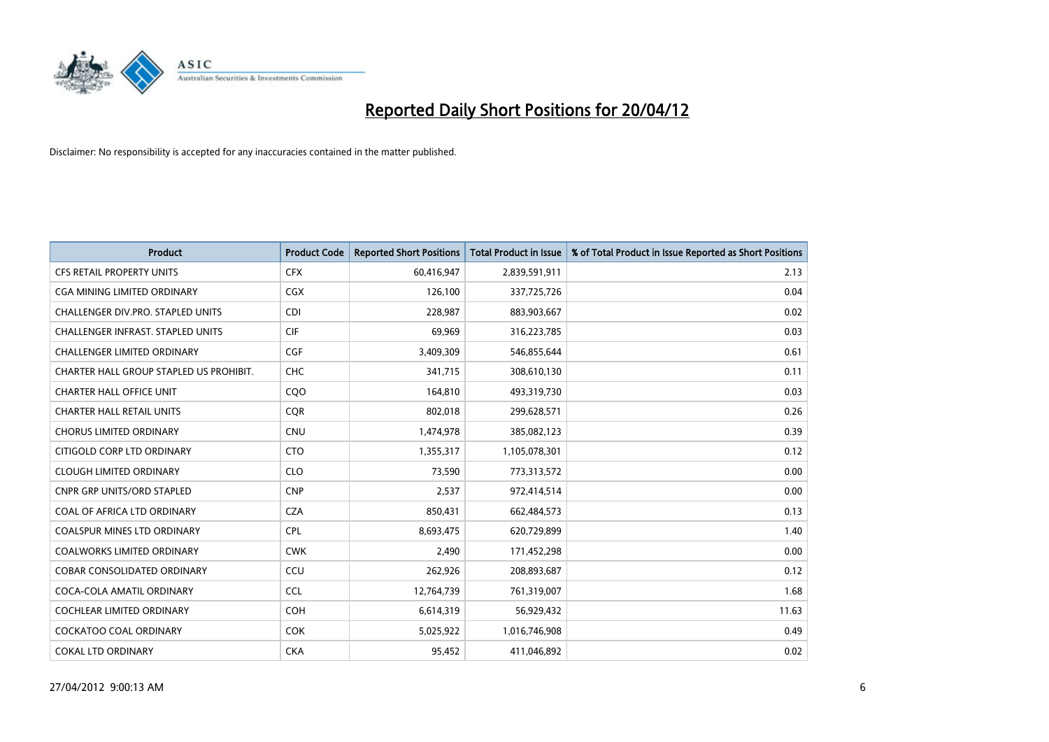# Reported Daily Short Positions for 20/04/12

Disclaimer: No responsibility is accepted for any inaccuracies contained in the matter published.

| Product | Product Code | Reported Short Positions | Total Product in Issue | % of Total Product in Issue Reported as Short Positions |
|---|---|---|---|---|
| CFS RETAIL PROPERTY UNITS | CFX | 60,416,947 | 2,839,591,911 | 2.13 |
| CGA MINING LIMITED ORDINARY | CGX | 126,100 | 337,725,726 | 0.04 |
| CHALLENGER DIV.PRO. STAPLED UNITS | CDI | 228,987 | 883,903,667 | 0.02 |
| CHALLENGER INFRAST. STAPLED UNITS | CIF | 69,969 | 316,223,785 | 0.03 |
| CHALLENGER LIMITED ORDINARY | CGF | 3,409,309 | 546,855,644 | 0.61 |
| CHARTER HALL GROUP STAPLED US PROHIBIT. | CHC | 341,715 | 308,610,130 | 0.11 |
| CHARTER HALL OFFICE UNIT | CQO | 164,810 | 493,319,730 | 0.03 |
| CHARTER HALL RETAIL UNITS | CQR | 802,018 | 299,628,571 | 0.26 |
| CHORUS LIMITED ORDINARY | CNU | 1,474,978 | 385,082,123 | 0.39 |
| CITIGOLD CORP LTD ORDINARY | CTO | 1,355,317 | 1,105,078,301 | 0.12 |
| CLOUGH LIMITED ORDINARY | CLO | 73,590 | 773,313,572 | 0.00 |
| CNPR GRP UNITS/ORD STAPLED | CNP | 2,537 | 972,414,514 | 0.00 |
| COAL OF AFRICA LTD ORDINARY | CZA | 850,431 | 662,484,573 | 0.13 |
| COALSPUR MINES LTD ORDINARY | CPL | 8,693,475 | 620,729,899 | 1.40 |
| COALWORKS LIMITED ORDINARY | CWK | 2,490 | 171,452,298 | 0.00 |
| COBAR CONSOLIDATED ORDINARY | CCU | 262,926 | 208,893,687 | 0.12 |
| COCA-COLA AMATIL ORDINARY | CCL | 12,764,739 | 761,319,007 | 1.68 |
| COCHLEAR LIMITED ORDINARY | COH | 6,614,319 | 56,929,432 | 11.63 |
| COCKATOO COAL ORDINARY | COK | 5,025,922 | 1,016,746,908 | 0.49 |
| COKAL LTD ORDINARY | CKA | 95,452 | 411,046,892 | 0.02 |

27/04/2012 9:00:13 AM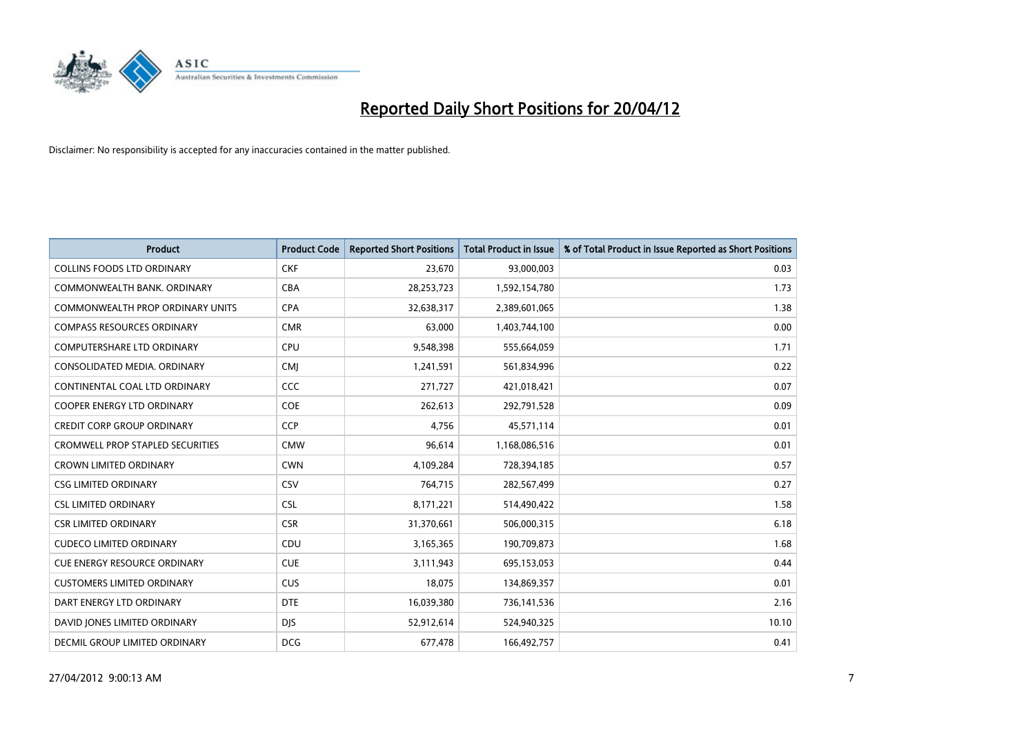# Reported Daily Short Positions for 20/04/12

Disclaimer: No responsibility is accepted for any inaccuracies contained in the matter published.

| Product | Product Code | Reported Short Positions | Total Product in Issue | % of Total Product in Issue Reported as Short Positions |
|---|---|---|---|---|
| COLLINS FOODS LTD ORDINARY | CKF | 23,670 | 93,000,003 | 0.03 |
| COMMONWEALTH BANK. ORDINARY | CBA | 28,253,723 | 1,592,154,780 | 1.73 |
| COMMONWEALTH PROP ORDINARY UNITS | CPA | 32,638,317 | 2,389,601,065 | 1.38 |
| COMPASS RESOURCES ORDINARY | CMR | 63,000 | 1,403,744,100 | 0.00 |
| COMPUTERSHARE LTD ORDINARY | CPU | 9,548,398 | 555,664,059 | 1.71 |
| CONSOLIDATED MEDIA. ORDINARY | CMJ | 1,241,591 | 561,834,996 | 0.22 |
| CONTINENTAL COAL LTD ORDINARY | CCC | 271,727 | 421,018,421 | 0.07 |
| COOPER ENERGY LTD ORDINARY | COE | 262,613 | 292,791,528 | 0.09 |
| CREDIT CORP GROUP ORDINARY | CCP | 4,756 | 45,571,114 | 0.01 |
| CROMWELL PROP STAPLED SECURITIES | CMW | 96,614 | 1,168,086,516 | 0.01 |
| CROWN LIMITED ORDINARY | CWN | 4,109,284 | 728,394,185 | 0.57 |
| CSG LIMITED ORDINARY | CSV | 764,715 | 282,567,499 | 0.27 |
| CSL LIMITED ORDINARY | CSL | 8,171,221 | 514,490,422 | 1.58 |
| CSR LIMITED ORDINARY | CSR | 31,370,661 | 506,000,315 | 6.18 |
| CUDECO LIMITED ORDINARY | CDU | 3,165,365 | 190,709,873 | 1.68 |
| CUE ENERGY RESOURCE ORDINARY | CUE | 3,111,943 | 695,153,053 | 0.44 |
| CUSTOMERS LIMITED ORDINARY | CUS | 18,075 | 134,869,357 | 0.01 |
| DART ENERGY LTD ORDINARY | DTE | 16,039,380 | 736,141,536 | 2.16 |
| DAVID JONES LIMITED ORDINARY | DJS | 52,912,614 | 524,940,325 | 10.10 |
| DECMIL GROUP LIMITED ORDINARY | DCG | 677,478 | 166,492,757 | 0.41 |

27/04/2012 9:00:13 AM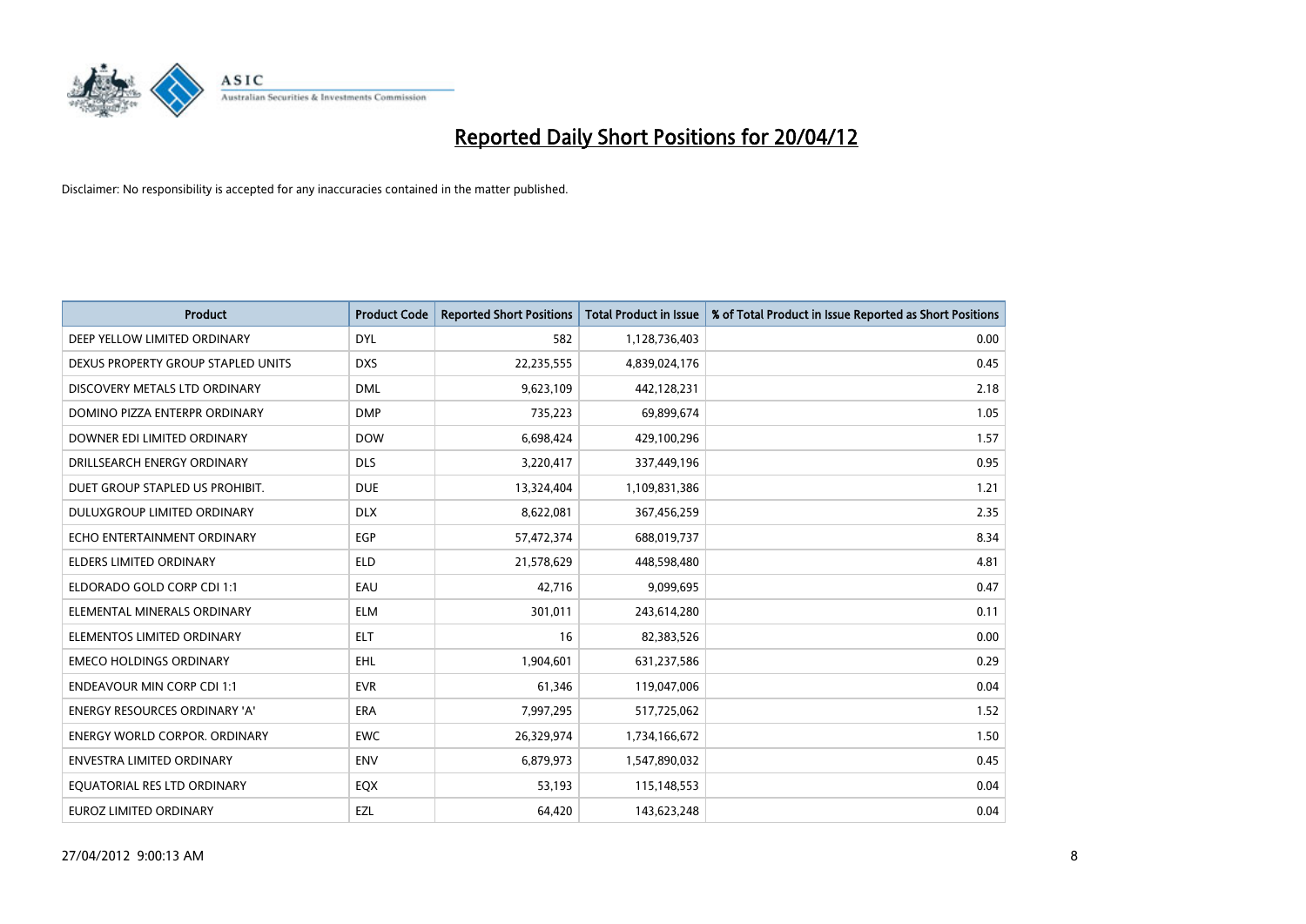# Reported Daily Short Positions for 20/04/12

Disclaimer: No responsibility is accepted for any inaccuracies contained in the matter published.

| Product | Product Code | Reported Short Positions | Total Product in Issue | % of Total Product in Issue Reported as Short Positions |
|---|---|---|---|---|
| DEEP YELLOW LIMITED ORDINARY | DYL | 582 | 1,128,736,403 | 0.00 |
| DEXUS PROPERTY GROUP STAPLED UNITS | DXS | 22,235,555 | 4,839,024,176 | 0.45 |
| DISCOVERY METALS LTD ORDINARY | DML | 9,623,109 | 442,128,231 | 2.18 |
| DOMINO PIZZA ENTERPR ORDINARY | DMP | 735,223 | 69,899,674 | 1.05 |
| DOWNER EDI LIMITED ORDINARY | DOW | 6,698,424 | 429,100,296 | 1.57 |
| DRILLSEARCH ENERGY ORDINARY | DLS | 3,220,417 | 337,449,196 | 0.95 |
| DUET GROUP STAPLED US PROHIBIT. | DUE | 13,324,404 | 1,109,831,386 | 1.21 |
| DULUXGROUP LIMITED ORDINARY | DLX | 8,622,081 | 367,456,259 | 2.35 |
| ECHO ENTERTAINMENT ORDINARY | EGP | 57,472,374 | 688,019,737 | 8.34 |
| ELDERS LIMITED ORDINARY | ELD | 21,578,629 | 448,598,480 | 4.81 |
| ELDORADO GOLD CORP CDI 1:1 | EAU | 42,716 | 9,099,695 | 0.47 |
| ELEMENTAL MINERALS ORDINARY | ELM | 301,011 | 243,614,280 | 0.11 |
| ELEMENTOS LIMITED ORDINARY | ELT | 16 | 82,383,526 | 0.00 |
| EMECO HOLDINGS ORDINARY | EHL | 1,904,601 | 631,237,586 | 0.29 |
| ENDEAVOUR MIN CORP CDI 1:1 | EVR | 61,346 | 119,047,006 | 0.04 |
| ENERGY RESOURCES ORDINARY 'A' | ERA | 7,997,295 | 517,725,062 | 1.52 |
| ENERGY WORLD CORPOR. ORDINARY | EWC | 26,329,974 | 1,734,166,672 | 1.50 |
| ENVESTRA LIMITED ORDINARY | ENV | 6,879,973 | 1,547,890,032 | 0.45 |
| EQUATORIAL RES LTD ORDINARY | EQX | 53,193 | 115,148,553 | 0.04 |
| EUROZ LIMITED ORDINARY | EZL | 64,420 | 143,623,248 | 0.04 |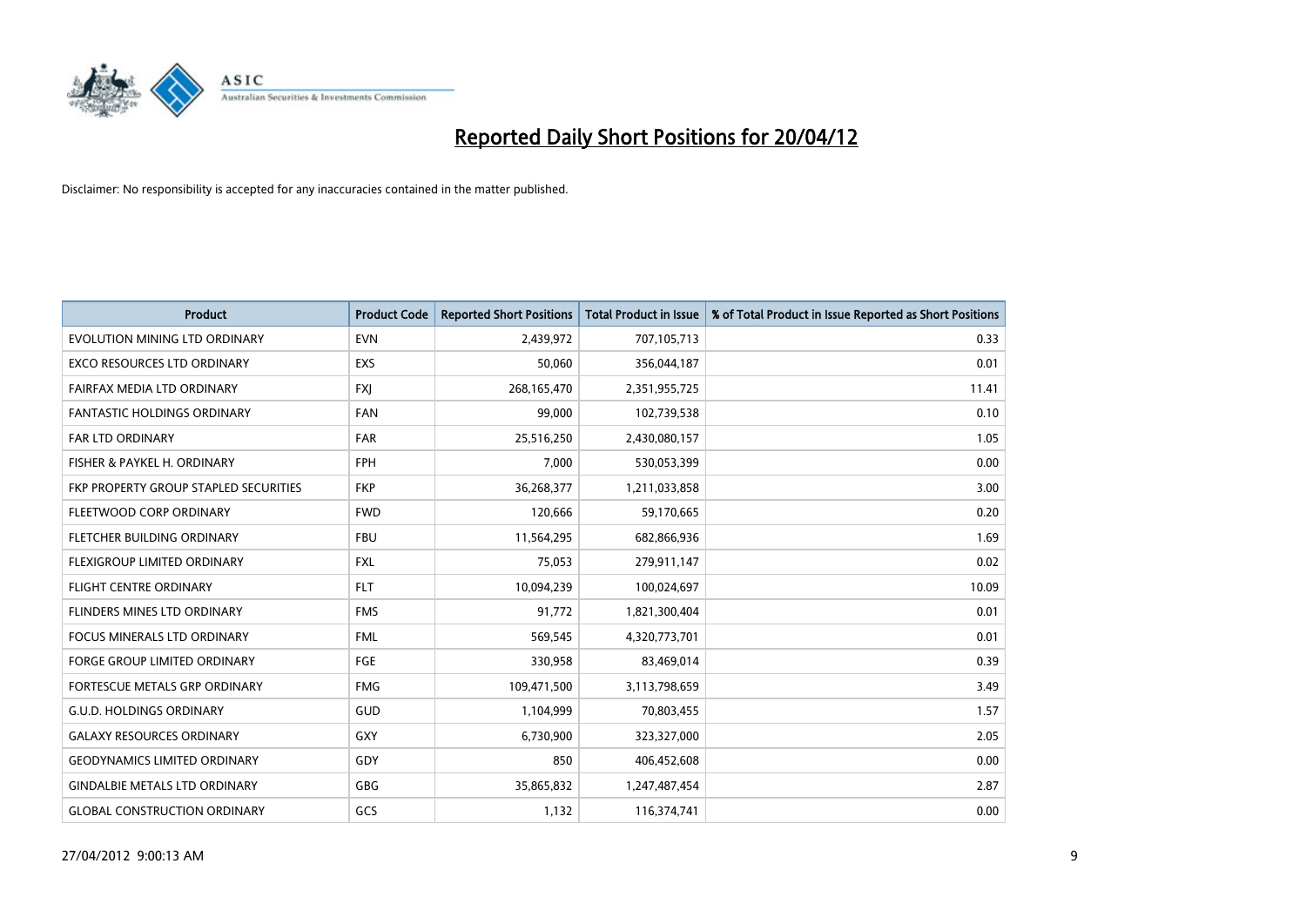# Reported Daily Short Positions for 20/04/12

Disclaimer: No responsibility is accepted for any inaccuracies contained in the matter published.

| Product | Product Code | Reported Short Positions | Total Product in Issue | % of Total Product in Issue Reported as Short Positions |
|---|---|---|---|---|
| EVOLUTION MINING LTD ORDINARY | EVN | 2,439,972 | 707,105,713 | 0.33 |
| EXCO RESOURCES LTD ORDINARY | EXS | 50,060 | 356,044,187 | 0.01 |
| FAIRFAX MEDIA LTD ORDINARY | FXJ | 268,165,470 | 2,351,955,725 | 11.41 |
| FANTASTIC HOLDINGS ORDINARY | FAN | 99,000 | 102,739,538 | 0.10 |
| FAR LTD ORDINARY | FAR | 25,516,250 | 2,430,080,157 | 1.05 |
| FISHER & PAYKEL H. ORDINARY | FPH | 7,000 | 530,053,399 | 0.00 |
| FKP PROPERTY GROUP STAPLED SECURITIES | FKP | 36,268,377 | 1,211,033,858 | 3.00 |
| FLEETWOOD CORP ORDINARY | FWD | 120,666 | 59,170,665 | 0.20 |
| FLETCHER BUILDING ORDINARY | FBU | 11,564,295 | 682,866,936 | 1.69 |
| FLEXIGROUP LIMITED ORDINARY | FXL | 75,053 | 279,911,147 | 0.02 |
| FLIGHT CENTRE ORDINARY | FLT | 10,094,239 | 100,024,697 | 10.09 |
| FLINDERS MINES LTD ORDINARY | FMS | 91,772 | 1,821,300,404 | 0.01 |
| FOCUS MINERALS LTD ORDINARY | FML | 569,545 | 4,320,773,701 | 0.01 |
| FORGE GROUP LIMITED ORDINARY | FGE | 330,958 | 83,469,014 | 0.39 |
| FORTESCUE METALS GRP ORDINARY | FMG | 109,471,500 | 3,113,798,659 | 3.49 |
| G.U.D. HOLDINGS ORDINARY | GUD | 1,104,999 | 70,803,455 | 1.57 |
| GALAXY RESOURCES ORDINARY | GXY | 6,730,900 | 323,327,000 | 2.05 |
| GEODYNAMICS LIMITED ORDINARY | GDY | 850 | 406,452,608 | 0.00 |
| GINDALBIE METALS LTD ORDINARY | GBG | 35,865,832 | 1,247,487,454 | 2.87 |
| GLOBAL CONSTRUCTION ORDINARY | GCS | 1,132 | 116,374,741 | 0.00 |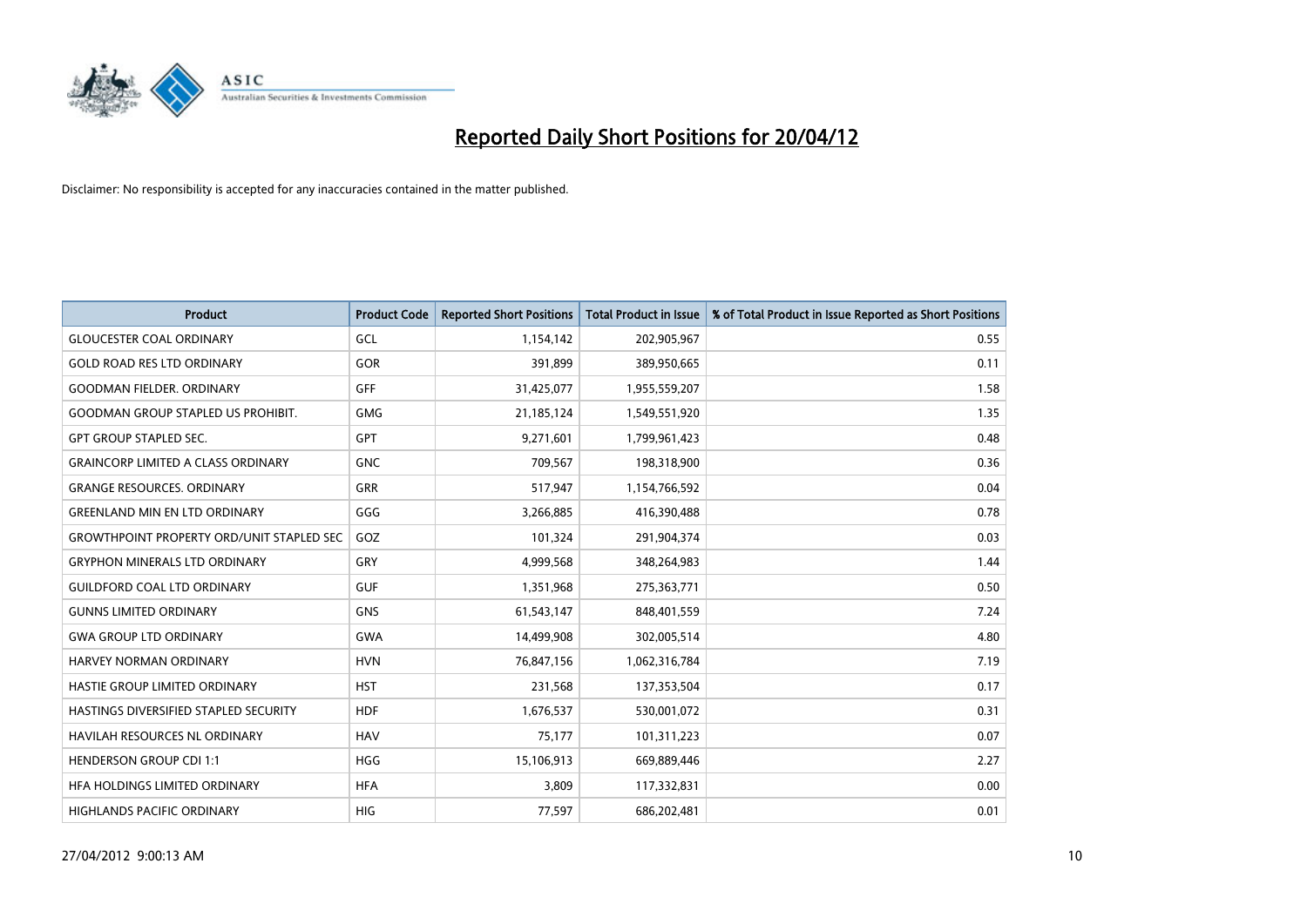# Reported Daily Short Positions for 20/04/12

Disclaimer: No responsibility is accepted for any inaccuracies contained in the matter published.

| Product | Product Code | Reported Short Positions | Total Product in Issue | % of Total Product in Issue Reported as Short Positions |
|---|---|---|---|---|
| GLOUCESTER COAL ORDINARY | GCL | 1,154,142 | 202,905,967 | 0.55 |
| GOLD ROAD RES LTD ORDINARY | GOR | 391,899 | 389,950,665 | 0.11 |
| GOODMAN FIELDER. ORDINARY | GFF | 31,425,077 | 1,955,559,207 | 1.58 |
| GOODMAN GROUP STAPLED US PROHIBIT. | GMG | 21,185,124 | 1,549,551,920 | 1.35 |
| GPT GROUP STAPLED SEC. | GPT | 9,271,601 | 1,799,961,423 | 0.48 |
| GRAINCORP LIMITED A CLASS ORDINARY | GNC | 709,567 | 198,318,900 | 0.36 |
| GRANGE RESOURCES. ORDINARY | GRR | 517,947 | 1,154,766,592 | 0.04 |
| GREENLAND MIN EN LTD ORDINARY | GGG | 3,266,885 | 416,390,488 | 0.78 |
| GROWTHPOINT PROPERTY ORD/UNIT STAPLED SEC | GOZ | 101,324 | 291,904,374 | 0.03 |
| GRYPHON MINERALS LTD ORDINARY | GRY | 4,999,568 | 348,264,983 | 1.44 |
| GUILDFORD COAL LTD ORDINARY | GUF | 1,351,968 | 275,363,771 | 0.50 |
| GUNNS LIMITED ORDINARY | GNS | 61,543,147 | 848,401,559 | 7.24 |
| GWA GROUP LTD ORDINARY | GWA | 14,499,908 | 302,005,514 | 4.80 |
| HARVEY NORMAN ORDINARY | HVN | 76,847,156 | 1,062,316,784 | 7.19 |
| HASTIE GROUP LIMITED ORDINARY | HST | 231,568 | 137,353,504 | 0.17 |
| HASTINGS DIVERSIFIED STAPLED SECURITY | HDF | 1,676,537 | 530,001,072 | 0.31 |
| HAVILAH RESOURCES NL ORDINARY | HAV | 75,177 | 101,311,223 | 0.07 |
| HENDERSON GROUP CDI 1:1 | HGG | 15,106,913 | 669,889,446 | 2.27 |
| HFA HOLDINGS LIMITED ORDINARY | HFA | 3,809 | 117,332,831 | 0.00 |
| HIGHLANDS PACIFIC ORDINARY | HIG | 77,597 | 686,202,481 | 0.01 |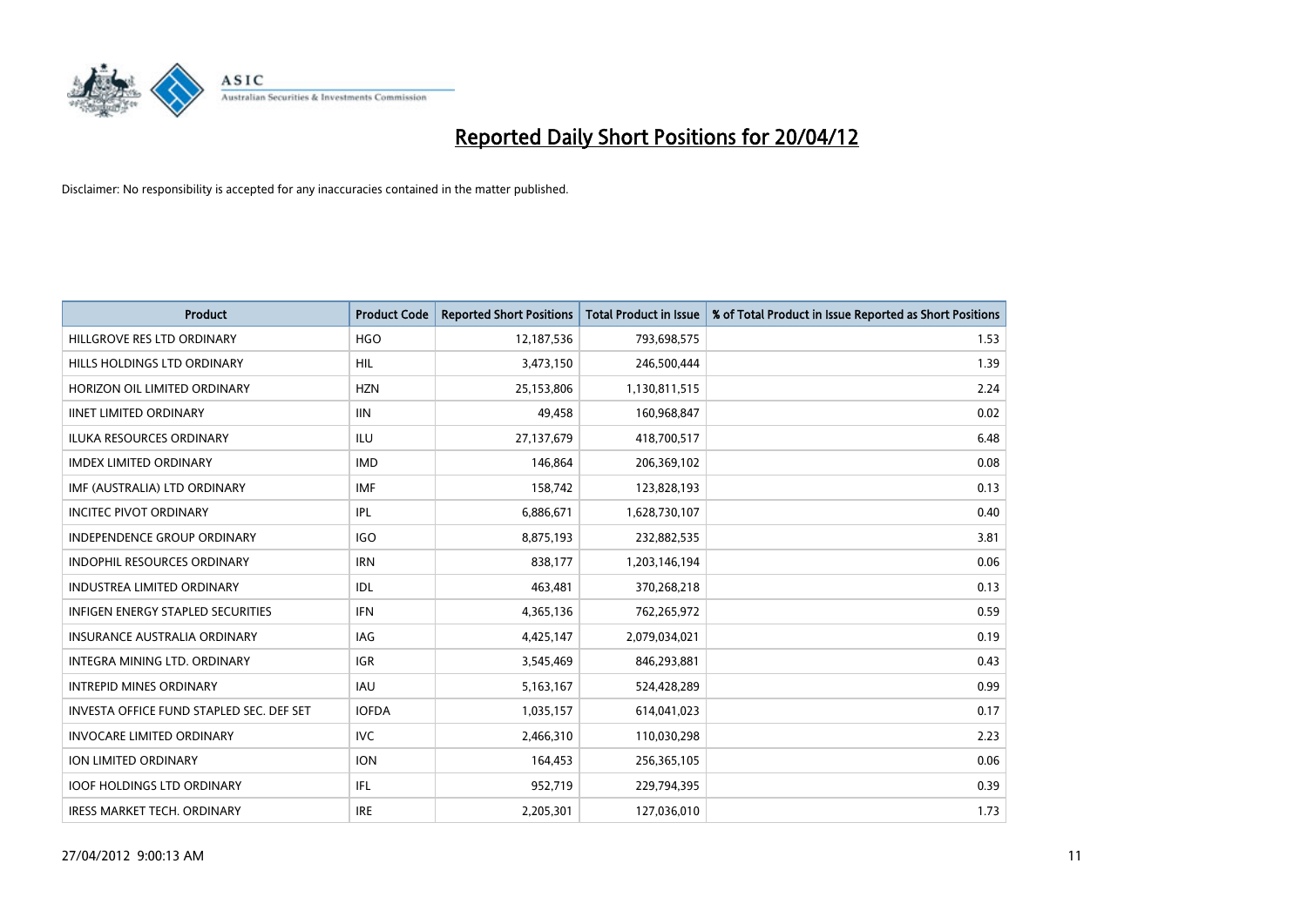# Reported Daily Short Positions for 20/04/12

Disclaimer: No responsibility is accepted for any inaccuracies contained in the matter published.

| Product | Product Code | Reported Short Positions | Total Product in Issue | % of Total Product in Issue Reported as Short Positions |
|---|---|---|---|---|
| HILLGROVE RES LTD ORDINARY | HGO | 12,187,536 | 793,698,575 | 1.53 |
| HILLS HOLDINGS LTD ORDINARY | HIL | 3,473,150 | 246,500,444 | 1.39 |
| HORIZON OIL LIMITED ORDINARY | HZN | 25,153,806 | 1,130,811,515 | 2.24 |
| IINET LIMITED ORDINARY | IIN | 49,458 | 160,968,847 | 0.02 |
| ILUKA RESOURCES ORDINARY | ILU | 27,137,679 | 418,700,517 | 6.48 |
| IMDEX LIMITED ORDINARY | IMD | 146,864 | 206,369,102 | 0.08 |
| IMF (AUSTRALIA) LTD ORDINARY | IMF | 158,742 | 123,828,193 | 0.13 |
| INCITEC PIVOT ORDINARY | IPL | 6,886,671 | 1,628,730,107 | 0.40 |
| INDEPENDENCE GROUP ORDINARY | IGO | 8,875,193 | 232,882,535 | 3.81 |
| INDOPHIL RESOURCES ORDINARY | IRN | 838,177 | 1,203,146,194 | 0.06 |
| INDUSTREA LIMITED ORDINARY | IDL | 463,481 | 370,268,218 | 0.13 |
| INFIGEN ENERGY STAPLED SECURITIES | IFN | 4,365,136 | 762,265,972 | 0.59 |
| INSURANCE AUSTRALIA ORDINARY | IAG | 4,425,147 | 2,079,034,021 | 0.19 |
| INTEGRA MINING LTD. ORDINARY | IGR | 3,545,469 | 846,293,881 | 0.43 |
| INTREPID MINES ORDINARY | IAU | 5,163,167 | 524,428,289 | 0.99 |
| INVESTA OFFICE FUND STAPLED SEC. DEF SET | IOFDA | 1,035,157 | 614,041,023 | 0.17 |
| INVOCARE LIMITED ORDINARY | IVC | 2,466,310 | 110,030,298 | 2.23 |
| ION LIMITED ORDINARY | ION | 164,453 | 256,365,105 | 0.06 |
| IOOF HOLDINGS LTD ORDINARY | IFL | 952,719 | 229,794,395 | 0.39 |
| IRESS MARKET TECH. ORDINARY | IRE | 2,205,301 | 127,036,010 | 1.73 |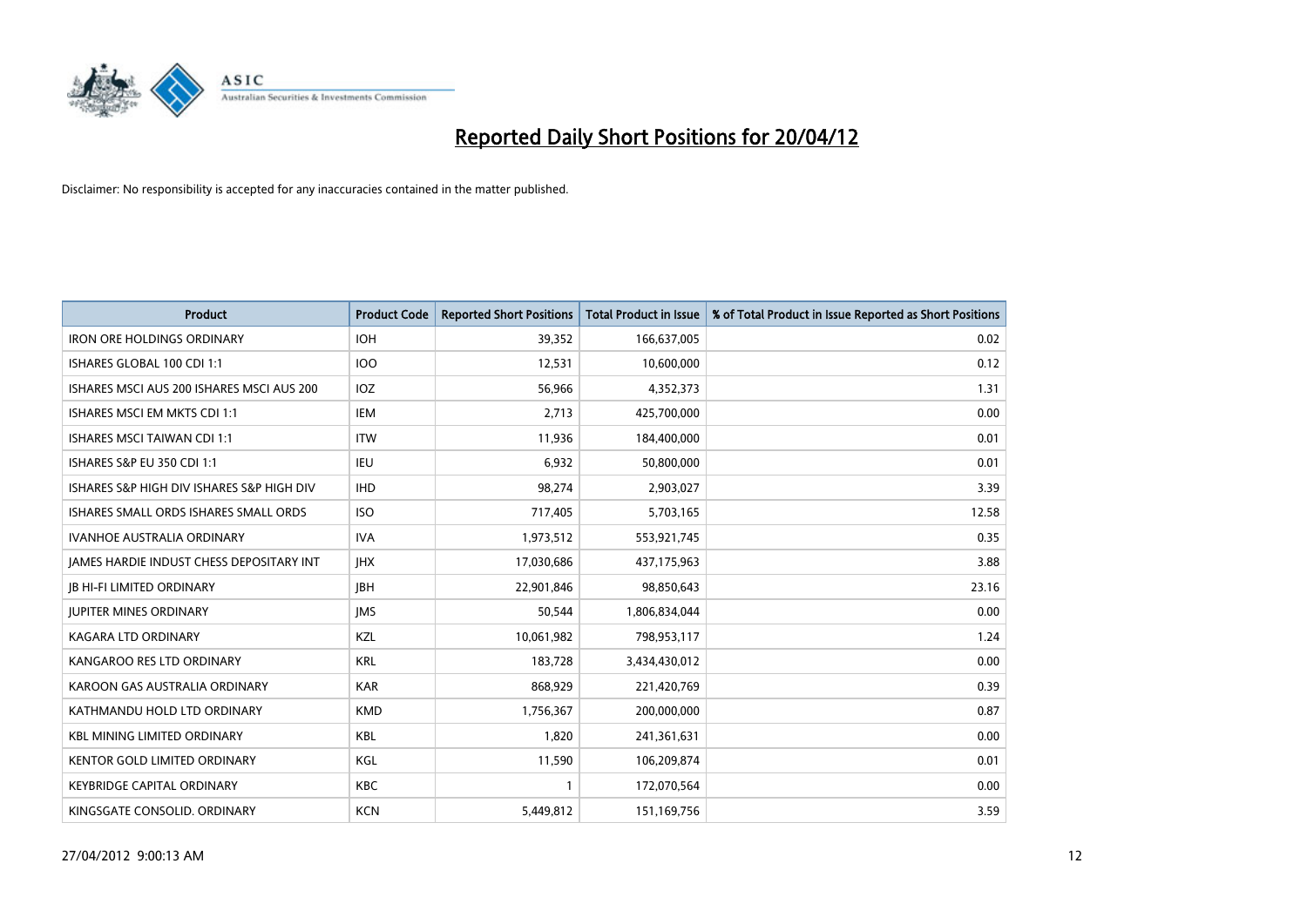# Reported Daily Short Positions for 20/04/12

Disclaimer: No responsibility is accepted for any inaccuracies contained in the matter published.

| Product | Product Code | Reported Short Positions | Total Product in Issue | % of Total Product in Issue Reported as Short Positions |
|---|---|---|---|---|
| IRON ORE HOLDINGS ORDINARY | IOH | 39,352 | 166,637,005 | 0.02 |
| ISHARES GLOBAL 100 CDI 1:1 | IOO | 12,531 | 10,600,000 | 0.12 |
| ISHARES MSCI AUS 200 ISHARES MSCI AUS 200 | IOZ | 56,966 | 4,352,373 | 1.31 |
| ISHARES MSCI EM MKTS CDI 1:1 | IEM | 2,713 | 425,700,000 | 0.00 |
| ISHARES MSCI TAIWAN CDI 1:1 | ITW | 11,936 | 184,400,000 | 0.01 |
| ISHARES S&P EU 350 CDI 1:1 | IEU | 6,932 | 50,800,000 | 0.01 |
| ISHARES S&P HIGH DIV ISHARES S&P HIGH DIV | IHD | 98,274 | 2,903,027 | 3.39 |
| ISHARES SMALL ORDS ISHARES SMALL ORDS | ISO | 717,405 | 5,703,165 | 12.58 |
| IVANHOE AUSTRALIA ORDINARY | IVA | 1,973,512 | 553,921,745 | 0.35 |
| JAMES HARDIE INDUST CHESS DEPOSITARY INT | JHX | 17,030,686 | 437,175,963 | 3.88 |
| JB HI-FI LIMITED ORDINARY | JBH | 22,901,846 | 98,850,643 | 23.16 |
| JUPITER MINES ORDINARY | JMS | 50,544 | 1,806,834,044 | 0.00 |
| KAGARA LTD ORDINARY | KZL | 10,061,982 | 798,953,117 | 1.24 |
| KANGAROO RES LTD ORDINARY | KRL | 183,728 | 3,434,430,012 | 0.00 |
| KAROON GAS AUSTRALIA ORDINARY | KAR | 868,929 | 221,420,769 | 0.39 |
| KATHMANDU HOLD LTD ORDINARY | KMD | 1,756,367 | 200,000,000 | 0.87 |
| KBL MINING LIMITED ORDINARY | KBL | 1,820 | 241,361,631 | 0.00 |
| KENTOR GOLD LIMITED ORDINARY | KGL | 11,590 | 106,209,874 | 0.01 |
| KEYBRIDGE CAPITAL ORDINARY | KBC | 1 | 172,070,564 | 0.00 |
| KINGSGATE CONSOLID. ORDINARY | KCN | 5,449,812 | 151,169,756 | 3.59 |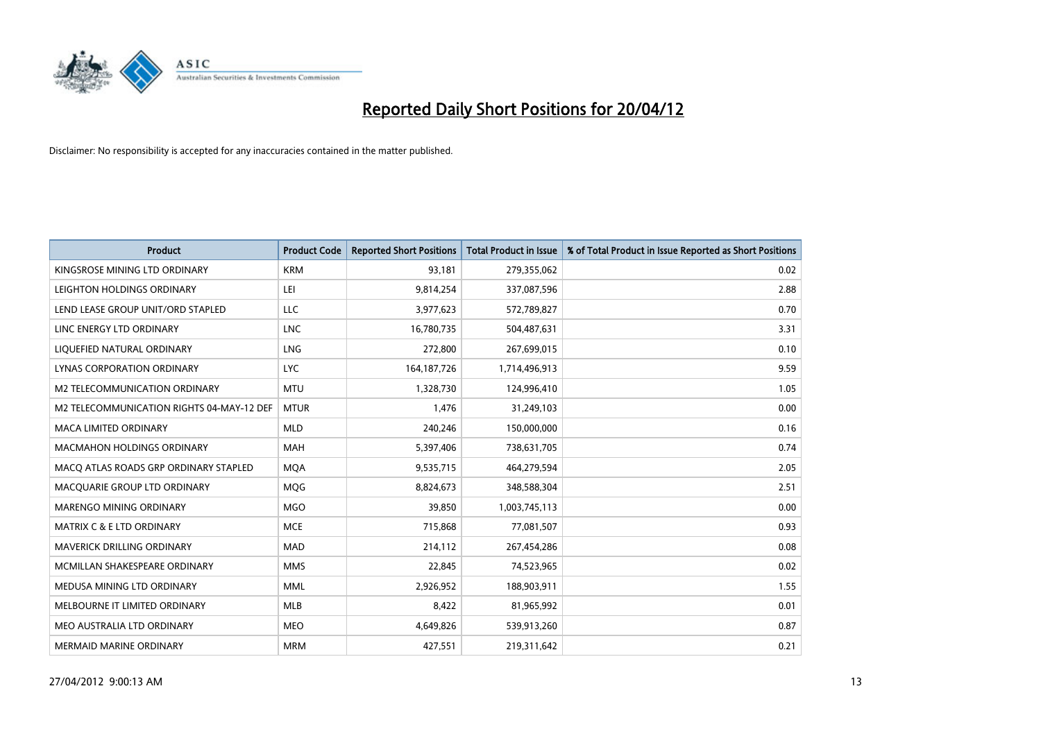# Reported Daily Short Positions for 20/04/12

Disclaimer: No responsibility is accepted for any inaccuracies contained in the matter published.

| Product | Product Code | Reported Short Positions | Total Product in Issue | % of Total Product in Issue Reported as Short Positions |
|---|---|---|---|---|
| KINGSROSE MINING LTD ORDINARY | KRM | 93,181 | 279,355,062 | 0.02 |
| LEIGHTON HOLDINGS ORDINARY | LEI | 9,814,254 | 337,087,596 | 2.88 |
| LEND LEASE GROUP UNIT/ORD STAPLED | LLC | 3,977,623 | 572,789,827 | 0.70 |
| LINC ENERGY LTD ORDINARY | LNC | 16,780,735 | 504,487,631 | 3.31 |
| LIQUEFIED NATURAL ORDINARY | LNG | 272,800 | 267,699,015 | 0.10 |
| LYNAS CORPORATION ORDINARY | LYC | 164,187,726 | 1,714,496,913 | 9.59 |
| M2 TELECOMMUNICATION ORDINARY | MTU | 1,328,730 | 124,996,410 | 1.05 |
| M2 TELECOMMUNICATION RIGHTS 04-MAY-12 DEF | MTUR | 1,476 | 31,249,103 | 0.00 |
| MACA LIMITED ORDINARY | MLD | 240,246 | 150,000,000 | 0.16 |
| MACMAHON HOLDINGS ORDINARY | MAH | 5,397,406 | 738,631,705 | 0.74 |
| MACQ ATLAS ROADS GRP ORDINARY STAPLED | MQA | 9,535,715 | 464,279,594 | 2.05 |
| MACQUARIE GROUP LTD ORDINARY | MQG | 8,824,673 | 348,588,304 | 2.51 |
| MARENGO MINING ORDINARY | MGO | 39,850 | 1,003,745,113 | 0.00 |
| MATRIX C & E LTD ORDINARY | MCE | 715,868 | 77,081,507 | 0.93 |
| MAVERICK DRILLING ORDINARY | MAD | 214,112 | 267,454,286 | 0.08 |
| MCMILLAN SHAKESPEARE ORDINARY | MMS | 22,845 | 74,523,965 | 0.02 |
| MEDUSA MINING LTD ORDINARY | MML | 2,926,952 | 188,903,911 | 1.55 |
| MELBOURNE IT LIMITED ORDINARY | MLB | 8,422 | 81,965,992 | 0.01 |
| MEO AUSTRALIA LTD ORDINARY | MEO | 4,649,826 | 539,913,260 | 0.87 |
| MERMAID MARINE ORDINARY | MRM | 427,551 | 219,311,642 | 0.21 |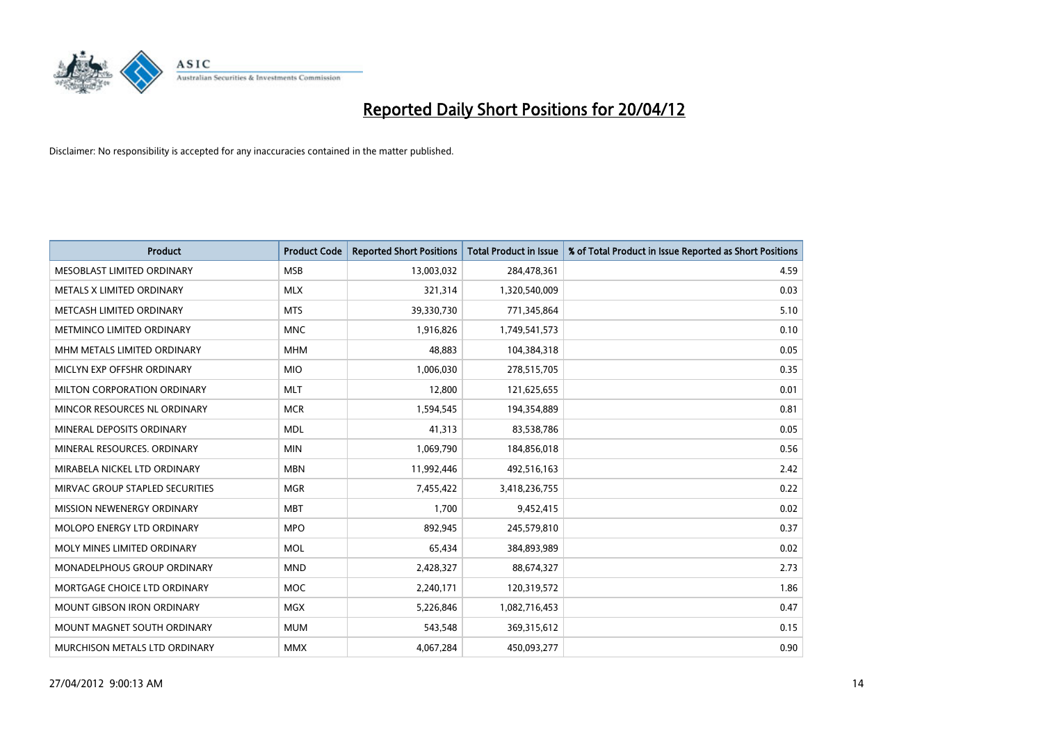# Reported Daily Short Positions for 20/04/12

Disclaimer: No responsibility is accepted for any inaccuracies contained in the matter published.

| Product | Product Code | Reported Short Positions | Total Product in Issue | % of Total Product in Issue Reported as Short Positions |
|---|---|---|---|---|
| MESOBLAST LIMITED ORDINARY | MSB | 13,003,032 | 284,478,361 | 4.59 |
| METALS X LIMITED ORDINARY | MLX | 321,314 | 1,320,540,009 | 0.03 |
| METCASH LIMITED ORDINARY | MTS | 39,330,730 | 771,345,864 | 5.10 |
| METMINCO LIMITED ORDINARY | MNC | 1,916,826 | 1,749,541,573 | 0.10 |
| MHM METALS LIMITED ORDINARY | MHM | 48,883 | 104,384,318 | 0.05 |
| MICLYN EXP OFFSHR ORDINARY | MIO | 1,006,030 | 278,515,705 | 0.35 |
| MILTON CORPORATION ORDINARY | MLT | 12,800 | 121,625,655 | 0.01 |
| MINCOR RESOURCES NL ORDINARY | MCR | 1,594,545 | 194,354,889 | 0.81 |
| MINERAL DEPOSITS ORDINARY | MDL | 41,313 | 83,538,786 | 0.05 |
| MINERAL RESOURCES. ORDINARY | MIN | 1,069,790 | 184,856,018 | 0.56 |
| MIRABELA NICKEL LTD ORDINARY | MBN | 11,992,446 | 492,516,163 | 2.42 |
| MIRVAC GROUP STAPLED SECURITIES | MGR | 7,455,422 | 3,418,236,755 | 0.22 |
| MISSION NEWENERGY ORDINARY | MBT | 1,700 | 9,452,415 | 0.02 |
| MOLOPO ENERGY LTD ORDINARY | MPO | 892,945 | 245,579,810 | 0.37 |
| MOLY MINES LIMITED ORDINARY | MOL | 65,434 | 384,893,989 | 0.02 |
| MONADELPHOUS GROUP ORDINARY | MND | 2,428,327 | 88,674,327 | 2.73 |
| MORTGAGE CHOICE LTD ORDINARY | MOC | 2,240,171 | 120,319,572 | 1.86 |
| MOUNT GIBSON IRON ORDINARY | MGX | 5,226,846 | 1,082,716,453 | 0.47 |
| MOUNT MAGNET SOUTH ORDINARY | MUM | 543,548 | 369,315,612 | 0.15 |
| MURCHISON METALS LTD ORDINARY | MMX | 4,067,284 | 450,093,277 | 0.90 |

27/04/2012 9:00:13 AM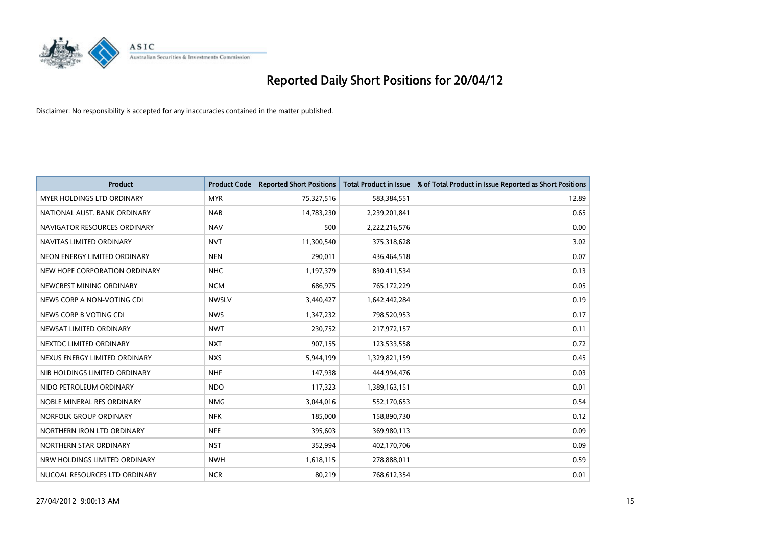# Reported Daily Short Positions for 20/04/12

Disclaimer: No responsibility is accepted for any inaccuracies contained in the matter published.

| Product | Product Code | Reported Short Positions | Total Product in Issue | % of Total Product in Issue Reported as Short Positions |
|---|---|---|---|---|
| MYER HOLDINGS LTD ORDINARY | MYR | 75,327,516 | 583,384,551 | 12.89 |
| NATIONAL AUST. BANK ORDINARY | NAB | 14,783,230 | 2,239,201,841 | 0.65 |
| NAVIGATOR RESOURCES ORDINARY | NAV | 500 | 2,222,216,576 | 0.00 |
| NAVITAS LIMITED ORDINARY | NVT | 11,300,540 | 375,318,628 | 3.02 |
| NEON ENERGY LIMITED ORDINARY | NEN | 290,011 | 436,464,518 | 0.07 |
| NEW HOPE CORPORATION ORDINARY | NHC | 1,197,379 | 830,411,534 | 0.13 |
| NEWCREST MINING ORDINARY | NCM | 686,975 | 765,172,229 | 0.05 |
| NEWS CORP A NON-VOTING CDI | NWSLV | 3,440,427 | 1,642,442,284 | 0.19 |
| NEWS CORP B VOTING CDI | NWS | 1,347,232 | 798,520,953 | 0.17 |
| NEWSAT LIMITED ORDINARY | NWT | 230,752 | 217,972,157 | 0.11 |
| NEXTDC LIMITED ORDINARY | NXT | 907,155 | 123,533,558 | 0.72 |
| NEXUS ENERGY LIMITED ORDINARY | NXS | 5,944,199 | 1,329,821,159 | 0.45 |
| NIB HOLDINGS LIMITED ORDINARY | NHF | 147,938 | 444,994,476 | 0.03 |
| NIDO PETROLEUM ORDINARY | NDO | 117,323 | 1,389,163,151 | 0.01 |
| NOBLE MINERAL RES ORDINARY | NMG | 3,044,016 | 552,170,653 | 0.54 |
| NORFOLK GROUP ORDINARY | NFK | 185,000 | 158,890,730 | 0.12 |
| NORTHERN IRON LTD ORDINARY | NFE | 395,603 | 369,980,113 | 0.09 |
| NORTHERN STAR ORDINARY | NST | 352,994 | 402,170,706 | 0.09 |
| NRW HOLDINGS LIMITED ORDINARY | NWH | 1,618,115 | 278,888,011 | 0.59 |
| NUCOAL RESOURCES LTD ORDINARY | NCR | 80,219 | 768,612,354 | 0.01 |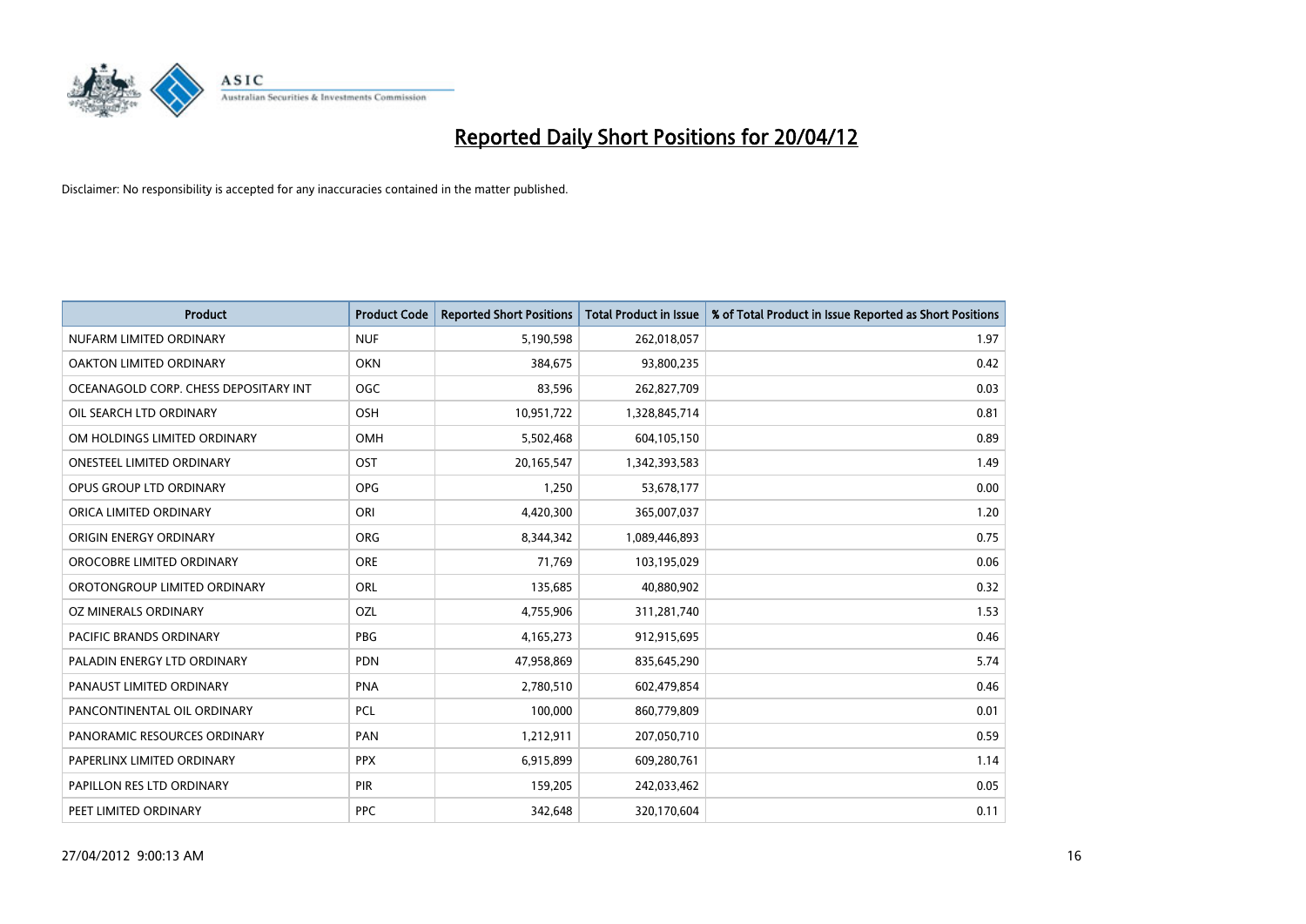# Reported Daily Short Positions for 20/04/12

Disclaimer: No responsibility is accepted for any inaccuracies contained in the matter published.

| Product | Product Code | Reported Short Positions | Total Product in Issue | % of Total Product in Issue Reported as Short Positions |
|---|---|---|---|---|
| NUFARM LIMITED ORDINARY | NUF | 5,190,598 | 262,018,057 | 1.97 |
| OAKTON LIMITED ORDINARY | OKN | 384,675 | 93,800,235 | 0.42 |
| OCEANAGOLD CORP. CHESS DEPOSITARY INT | OGC | 83,596 | 262,827,709 | 0.03 |
| OIL SEARCH LTD ORDINARY | OSH | 10,951,722 | 1,328,845,714 | 0.81 |
| OM HOLDINGS LIMITED ORDINARY | OMH | 5,502,468 | 604,105,150 | 0.89 |
| ONESTEEL LIMITED ORDINARY | OST | 20,165,547 | 1,342,393,583 | 1.49 |
| OPUS GROUP LTD ORDINARY | OPG | 1,250 | 53,678,177 | 0.00 |
| ORICA LIMITED ORDINARY | ORI | 4,420,300 | 365,007,037 | 1.20 |
| ORIGIN ENERGY ORDINARY | ORG | 8,344,342 | 1,089,446,893 | 0.75 |
| OROCOBRE LIMITED ORDINARY | ORE | 71,769 | 103,195,029 | 0.06 |
| OROTONGROUP LIMITED ORDINARY | ORL | 135,685 | 40,880,902 | 0.32 |
| OZ MINERALS ORDINARY | OZL | 4,755,906 | 311,281,740 | 1.53 |
| PACIFIC BRANDS ORDINARY | PBG | 4,165,273 | 912,915,695 | 0.46 |
| PALADIN ENERGY LTD ORDINARY | PDN | 47,958,869 | 835,645,290 | 5.74 |
| PANAUST LIMITED ORDINARY | PNA | 2,780,510 | 602,479,854 | 0.46 |
| PANCONTINENTAL OIL ORDINARY | PCL | 100,000 | 860,779,809 | 0.01 |
| PANORAMIC RESOURCES ORDINARY | PAN | 1,212,911 | 207,050,710 | 0.59 |
| PAPERLINX LIMITED ORDINARY | PPX | 6,915,899 | 609,280,761 | 1.14 |
| PAPILLON RES LTD ORDINARY | PIR | 159,205 | 242,033,462 | 0.05 |
| PEET LIMITED ORDINARY | PPC | 342,648 | 320,170,604 | 0.11 |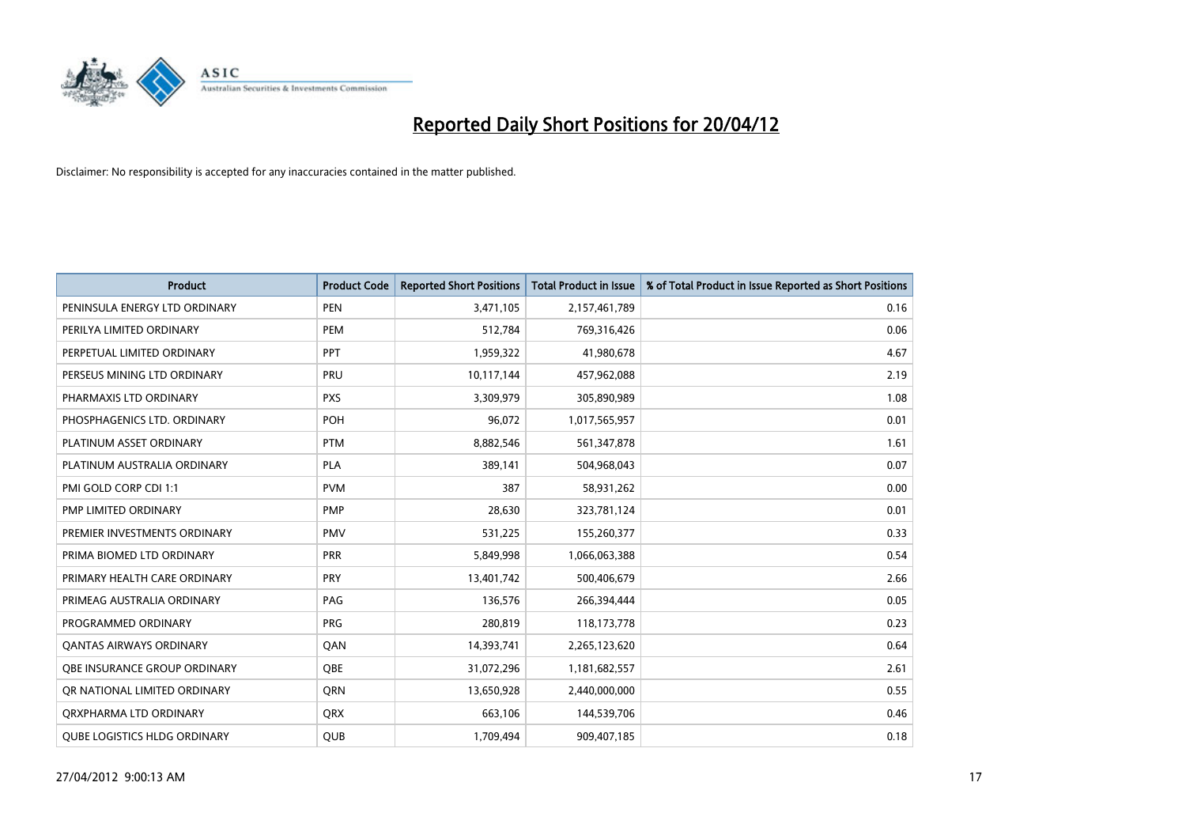# Reported Daily Short Positions for 20/04/12

Disclaimer: No responsibility is accepted for any inaccuracies contained in the matter published.

| Product | Product Code | Reported Short Positions | Total Product in Issue | % of Total Product in Issue Reported as Short Positions |
|---|---|---|---|---|
| PENINSULA ENERGY LTD ORDINARY | PEN | 3,471,105 | 2,157,461,789 | 0.16 |
| PERILYA LIMITED ORDINARY | PEM | 512,784 | 769,316,426 | 0.06 |
| PERPETUAL LIMITED ORDINARY | PPT | 1,959,322 | 41,980,678 | 4.67 |
| PERSEUS MINING LTD ORDINARY | PRU | 10,117,144 | 457,962,088 | 2.19 |
| PHARMAXIS LTD ORDINARY | PXS | 3,309,979 | 305,890,989 | 1.08 |
| PHOSPHAGENICS LTD. ORDINARY | POH | 96,072 | 1,017,565,957 | 0.01 |
| PLATINUM ASSET ORDINARY | PTM | 8,882,546 | 561,347,878 | 1.61 |
| PLATINUM AUSTRALIA ORDINARY | PLA | 389,141 | 504,968,043 | 0.07 |
| PMI GOLD CORP CDI 1:1 | PVM | 387 | 58,931,262 | 0.00 |
| PMP LIMITED ORDINARY | PMP | 28,630 | 323,781,124 | 0.01 |
| PREMIER INVESTMENTS ORDINARY | PMV | 531,225 | 155,260,377 | 0.33 |
| PRIMA BIOMED LTD ORDINARY | PRR | 5,849,998 | 1,066,063,388 | 0.54 |
| PRIMARY HEALTH CARE ORDINARY | PRY | 13,401,742 | 500,406,679 | 2.66 |
| PRIMEAG AUSTRALIA ORDINARY | PAG | 136,576 | 266,394,444 | 0.05 |
| PROGRAMMED ORDINARY | PRG | 280,819 | 118,173,778 | 0.23 |
| QANTAS AIRWAYS ORDINARY | QAN | 14,393,741 | 2,265,123,620 | 0.64 |
| QBE INSURANCE GROUP ORDINARY | QBE | 31,072,296 | 1,181,682,557 | 2.61 |
| QR NATIONAL LIMITED ORDINARY | QRN | 13,650,928 | 2,440,000,000 | 0.55 |
| QRXPHARMA LTD ORDINARY | QRX | 663,106 | 144,539,706 | 0.46 |
| QUBE LOGISTICS HLDG ORDINARY | QUB | 1,709,494 | 909,407,185 | 0.18 |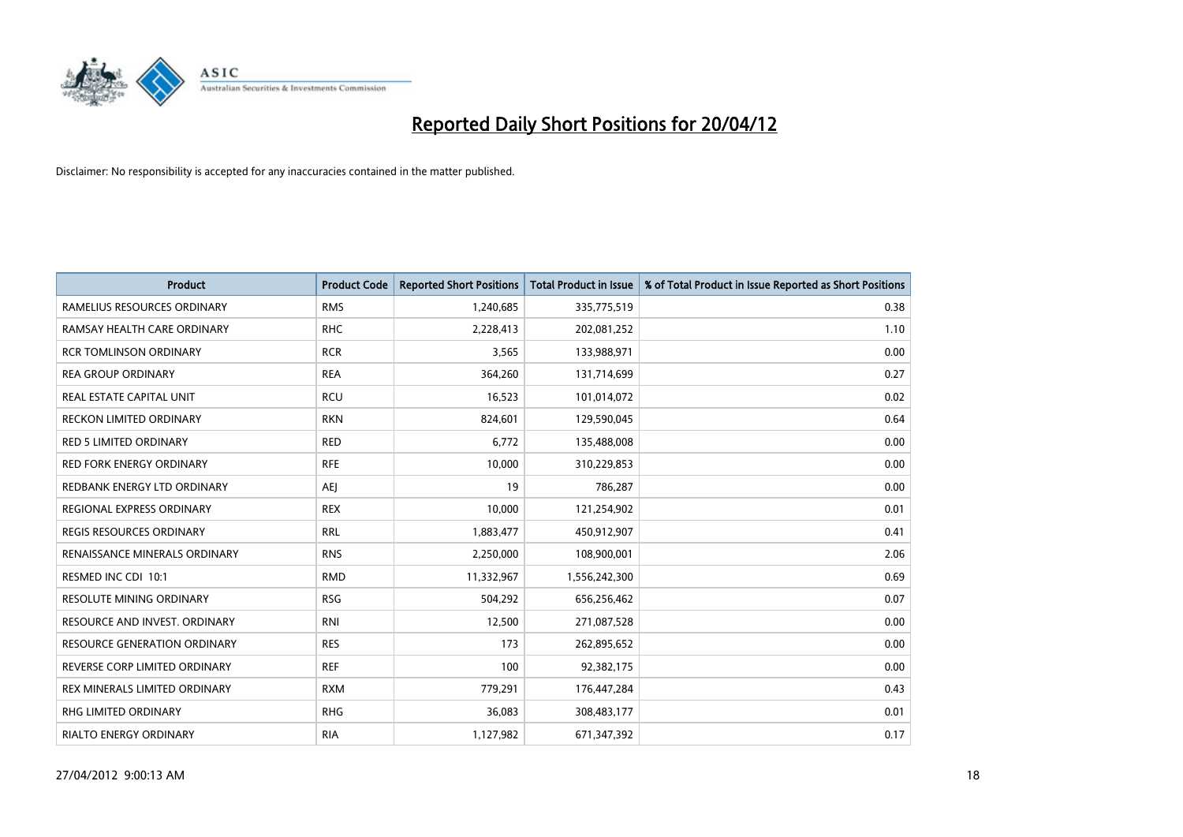# Reported Daily Short Positions for 20/04/12

Disclaimer: No responsibility is accepted for any inaccuracies contained in the matter published.

| Product | Product Code | Reported Short Positions | Total Product in Issue | % of Total Product in Issue Reported as Short Positions |
|---|---|---|---|---|
| RAMELIUS RESOURCES ORDINARY | RMS | 1,240,685 | 335,775,519 | 0.38 |
| RAMSAY HEALTH CARE ORDINARY | RHC | 2,228,413 | 202,081,252 | 1.10 |
| RCR TOMLINSON ORDINARY | RCR | 3,565 | 133,988,971 | 0.00 |
| REA GROUP ORDINARY | REA | 364,260 | 131,714,699 | 0.27 |
| REAL ESTATE CAPITAL UNIT | RCU | 16,523 | 101,014,072 | 0.02 |
| RECKON LIMITED ORDINARY | RKN | 824,601 | 129,590,045 | 0.64 |
| RED 5 LIMITED ORDINARY | RED | 6,772 | 135,488,008 | 0.00 |
| RED FORK ENERGY ORDINARY | RFE | 10,000 | 310,229,853 | 0.00 |
| REDBANK ENERGY LTD ORDINARY | AEJ | 19 | 786,287 | 0.00 |
| REGIONAL EXPRESS ORDINARY | REX | 10,000 | 121,254,902 | 0.01 |
| REGIS RESOURCES ORDINARY | RRL | 1,883,477 | 450,912,907 | 0.41 |
| RENAISSANCE MINERALS ORDINARY | RNS | 2,250,000 | 108,900,001 | 2.06 |
| RESMED INC CDI 10:1 | RMD | 11,332,967 | 1,556,242,300 | 0.69 |
| RESOLUTE MINING ORDINARY | RSG | 504,292 | 656,256,462 | 0.07 |
| RESOURCE AND INVEST. ORDINARY | RNI | 12,500 | 271,087,528 | 0.00 |
| RESOURCE GENERATION ORDINARY | RES | 173 | 262,895,652 | 0.00 |
| REVERSE CORP LIMITED ORDINARY | REF | 100 | 92,382,175 | 0.00 |
| REX MINERALS LIMITED ORDINARY | RXM | 779,291 | 176,447,284 | 0.43 |
| RHG LIMITED ORDINARY | RHG | 36,083 | 308,483,177 | 0.01 |
| RIALTO ENERGY ORDINARY | RIA | 1,127,982 | 671,347,392 | 0.17 |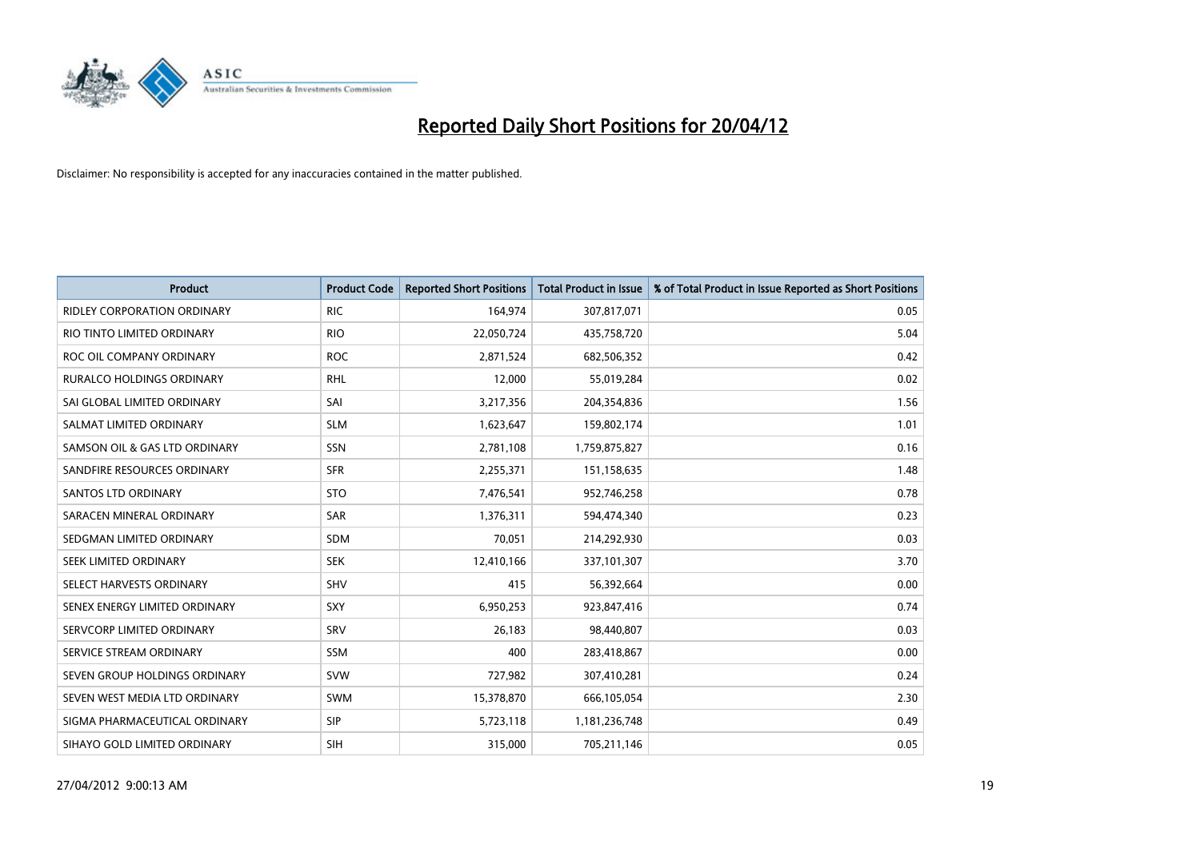# Reported Daily Short Positions for 20/04/12

Disclaimer: No responsibility is accepted for any inaccuracies contained in the matter published.

| Product | Product Code | Reported Short Positions | Total Product in Issue | % of Total Product in Issue Reported as Short Positions |
|---|---|---|---|---|
| RIDLEY CORPORATION ORDINARY | RIC | 164,974 | 307,817,071 | 0.05 |
| RIO TINTO LIMITED ORDINARY | RIO | 22,050,724 | 435,758,720 | 5.04 |
| ROC OIL COMPANY ORDINARY | ROC | 2,871,524 | 682,506,352 | 0.42 |
| RURALCO HOLDINGS ORDINARY | RHL | 12,000 | 55,019,284 | 0.02 |
| SAI GLOBAL LIMITED ORDINARY | SAI | 3,217,356 | 204,354,836 | 1.56 |
| SALMAT LIMITED ORDINARY | SLM | 1,623,647 | 159,802,174 | 1.01 |
| SAMSON OIL & GAS LTD ORDINARY | SSN | 2,781,108 | 1,759,875,827 | 0.16 |
| SANDFIRE RESOURCES ORDINARY | SFR | 2,255,371 | 151,158,635 | 1.48 |
| SANTOS LTD ORDINARY | STO | 7,476,541 | 952,746,258 | 0.78 |
| SARACEN MINERAL ORDINARY | SAR | 1,376,311 | 594,474,340 | 0.23 |
| SEDGMAN LIMITED ORDINARY | SDM | 70,051 | 214,292,930 | 0.03 |
| SEEK LIMITED ORDINARY | SEK | 12,410,166 | 337,101,307 | 3.70 |
| SELECT HARVESTS ORDINARY | SHV | 415 | 56,392,664 | 0.00 |
| SENEX ENERGY LIMITED ORDINARY | SXY | 6,950,253 | 923,847,416 | 0.74 |
| SERVCORP LIMITED ORDINARY | SRV | 26,183 | 98,440,807 | 0.03 |
| SERVICE STREAM ORDINARY | SSM | 400 | 283,418,867 | 0.00 |
| SEVEN GROUP HOLDINGS ORDINARY | SVW | 727,982 | 307,410,281 | 0.24 |
| SEVEN WEST MEDIA LTD ORDINARY | SWM | 15,378,870 | 666,105,054 | 2.30 |
| SIGMA PHARMACEUTICAL ORDINARY | SIP | 5,723,118 | 1,181,236,748 | 0.49 |
| SIHAYO GOLD LIMITED ORDINARY | SIH | 315,000 | 705,211,146 | 0.05 |

27/04/2012 9:00:13 AM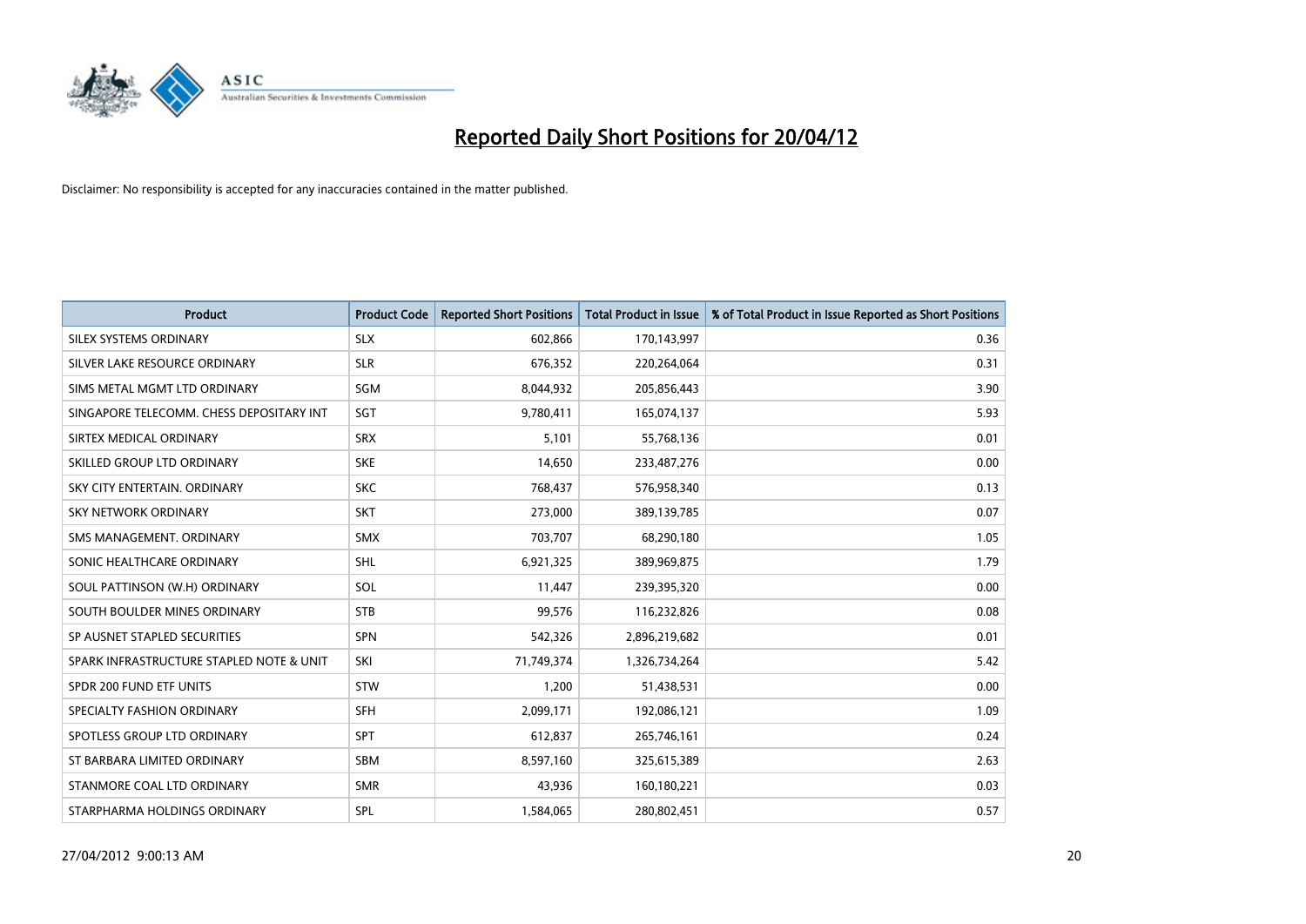# Reported Daily Short Positions for 20/04/12

Disclaimer: No responsibility is accepted for any inaccuracies contained in the matter published.

| Product | Product Code | Reported Short Positions | Total Product in Issue | % of Total Product in Issue Reported as Short Positions |
|---|---|---|---|---|
| SILEX SYSTEMS ORDINARY | SLX | 602,866 | 170,143,997 | 0.36 |
| SILVER LAKE RESOURCE ORDINARY | SLR | 676,352 | 220,264,064 | 0.31 |
| SIMS METAL MGMT LTD ORDINARY | SGM | 8,044,932 | 205,856,443 | 3.90 |
| SINGAPORE TELECOMM. CHESS DEPOSITARY INT | SGT | 9,780,411 | 165,074,137 | 5.93 |
| SIRTEX MEDICAL ORDINARY | SRX | 5,101 | 55,768,136 | 0.01 |
| SKILLED GROUP LTD ORDINARY | SKE | 14,650 | 233,487,276 | 0.00 |
| SKY CITY ENTERTAIN. ORDINARY | SKC | 768,437 | 576,958,340 | 0.13 |
| SKY NETWORK ORDINARY | SKT | 273,000 | 389,139,785 | 0.07 |
| SMS MANAGEMENT. ORDINARY | SMX | 703,707 | 68,290,180 | 1.05 |
| SONIC HEALTHCARE ORDINARY | SHL | 6,921,325 | 389,969,875 | 1.79 |
| SOUL PATTINSON (W.H) ORDINARY | SOL | 11,447 | 239,395,320 | 0.00 |
| SOUTH BOULDER MINES ORDINARY | STB | 99,576 | 116,232,826 | 0.08 |
| SP AUSNET STAPLED SECURITIES | SPN | 542,326 | 2,896,219,682 | 0.01 |
| SPARK INFRASTRUCTURE STAPLED NOTE & UNIT | SKI | 71,749,374 | 1,326,734,264 | 5.42 |
| SPDR 200 FUND ETF UNITS | STW | 1,200 | 51,438,531 | 0.00 |
| SPECIALTY FASHION ORDINARY | SFH | 2,099,171 | 192,086,121 | 1.09 |
| SPOTLESS GROUP LTD ORDINARY | SPT | 612,837 | 265,746,161 | 0.24 |
| ST BARBARA LIMITED ORDINARY | SBM | 8,597,160 | 325,615,389 | 2.63 |
| STANMORE COAL LTD ORDINARY | SMR | 43,936 | 160,180,221 | 0.03 |
| STARPHARMA HOLDINGS ORDINARY | SPL | 1,584,065 | 280,802,451 | 0.57 |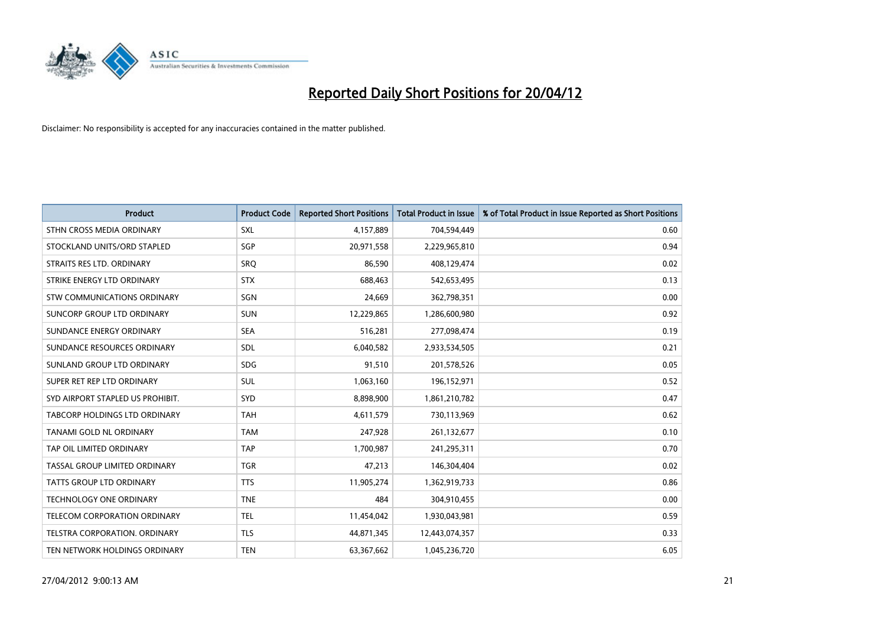# Reported Daily Short Positions for 20/04/12

Disclaimer: No responsibility is accepted for any inaccuracies contained in the matter published.

| Product | Product Code | Reported Short Positions | Total Product in Issue | % of Total Product in Issue Reported as Short Positions |
|---|---|---|---|---|
| STHN CROSS MEDIA ORDINARY | SXL | 4,157,889 | 704,594,449 | 0.60 |
| STOCKLAND UNITS/ORD STAPLED | SGP | 20,971,558 | 2,229,965,810 | 0.94 |
| STRAITS RES LTD. ORDINARY | SRQ | 86,590 | 408,129,474 | 0.02 |
| STRIKE ENERGY LTD ORDINARY | STX | 688,463 | 542,653,495 | 0.13 |
| STW COMMUNICATIONS ORDINARY | SGN | 24,669 | 362,798,351 | 0.00 |
| SUNCORP GROUP LTD ORDINARY | SUN | 12,229,865 | 1,286,600,980 | 0.92 |
| SUNDANCE ENERGY ORDINARY | SEA | 516,281 | 277,098,474 | 0.19 |
| SUNDANCE RESOURCES ORDINARY | SDL | 6,040,582 | 2,933,534,505 | 0.21 |
| SUNLAND GROUP LTD ORDINARY | SDG | 91,510 | 201,578,526 | 0.05 |
| SUPER RET REP LTD ORDINARY | SUL | 1,063,160 | 196,152,971 | 0.52 |
| SYD AIRPORT STAPLED US PROHIBIT. | SYD | 8,898,900 | 1,861,210,782 | 0.47 |
| TABCORP HOLDINGS LTD ORDINARY | TAH | 4,611,579 | 730,113,969 | 0.62 |
| TANAMI GOLD NL ORDINARY | TAM | 247,928 | 261,132,677 | 0.10 |
| TAP OIL LIMITED ORDINARY | TAP | 1,700,987 | 241,295,311 | 0.70 |
| TASSAL GROUP LIMITED ORDINARY | TGR | 47,213 | 146,304,404 | 0.02 |
| TATTS GROUP LTD ORDINARY | TTS | 11,905,274 | 1,362,919,733 | 0.86 |
| TECHNOLOGY ONE ORDINARY | TNE | 484 | 304,910,455 | 0.00 |
| TELECOM CORPORATION ORDINARY | TEL | 11,454,042 | 1,930,043,981 | 0.59 |
| TELSTRA CORPORATION. ORDINARY | TLS | 44,871,345 | 12,443,074,357 | 0.33 |
| TEN NETWORK HOLDINGS ORDINARY | TEN | 63,367,662 | 1,045,236,720 | 6.05 |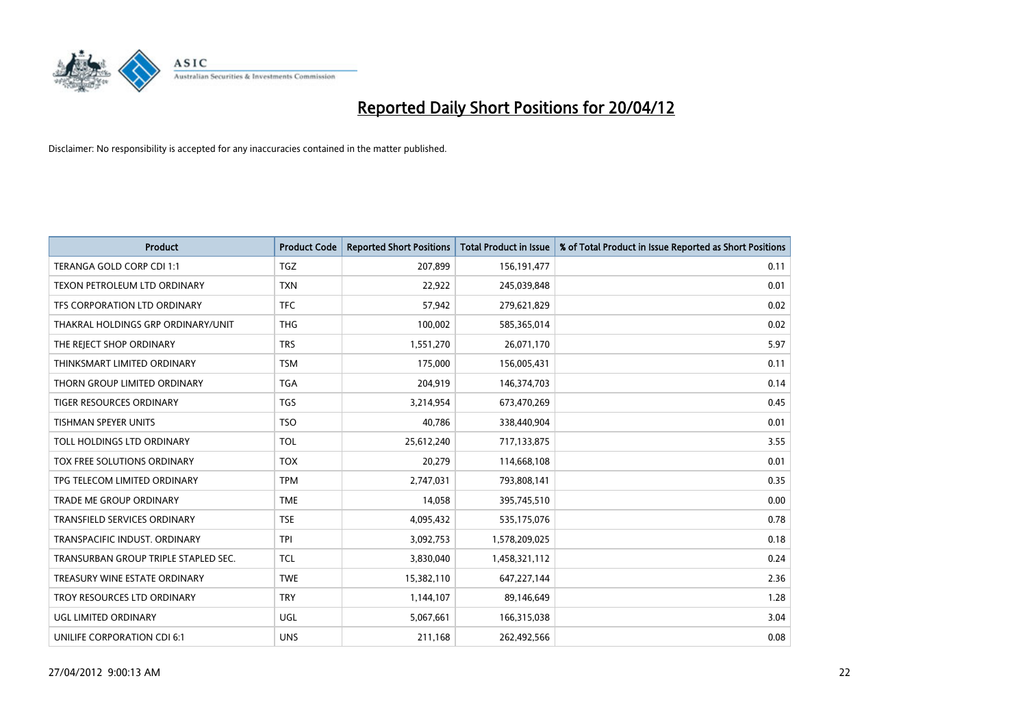# Reported Daily Short Positions for 20/04/12

Disclaimer: No responsibility is accepted for any inaccuracies contained in the matter published.

| Product | Product Code | Reported Short Positions | Total Product in Issue | % of Total Product in Issue Reported as Short Positions |
|---|---|---|---|---|
| TERANGA GOLD CORP CDI 1:1 | TGZ | 207,899 | 156,191,477 | 0.11 |
| TEXON PETROLEUM LTD ORDINARY | TXN | 22,922 | 245,039,848 | 0.01 |
| TFS CORPORATION LTD ORDINARY | TFC | 57,942 | 279,621,829 | 0.02 |
| THAKRAL HOLDINGS GRP ORDINARY/UNIT | THG | 100,002 | 585,365,014 | 0.02 |
| THE REJECT SHOP ORDINARY | TRS | 1,551,270 | 26,071,170 | 5.97 |
| THINKSMART LIMITED ORDINARY | TSM | 175,000 | 156,005,431 | 0.11 |
| THORN GROUP LIMITED ORDINARY | TGA | 204,919 | 146,374,703 | 0.14 |
| TIGER RESOURCES ORDINARY | TGS | 3,214,954 | 673,470,269 | 0.45 |
| TISHMAN SPEYER UNITS | TSO | 40,786 | 338,440,904 | 0.01 |
| TOLL HOLDINGS LTD ORDINARY | TOL | 25,612,240 | 717,133,875 | 3.55 |
| TOX FREE SOLUTIONS ORDINARY | TOX | 20,279 | 114,668,108 | 0.01 |
| TPG TELECOM LIMITED ORDINARY | TPM | 2,747,031 | 793,808,141 | 0.35 |
| TRADE ME GROUP ORDINARY | TME | 14,058 | 395,745,510 | 0.00 |
| TRANSFIELD SERVICES ORDINARY | TSE | 4,095,432 | 535,175,076 | 0.78 |
| TRANSPACIFIC INDUST. ORDINARY | TPI | 3,092,753 | 1,578,209,025 | 0.18 |
| TRANSURBAN GROUP TRIPLE STAPLED SEC. | TCL | 3,830,040 | 1,458,321,112 | 0.24 |
| TREASURY WINE ESTATE ORDINARY | TWE | 15,382,110 | 647,227,144 | 2.36 |
| TROY RESOURCES LTD ORDINARY | TRY | 1,144,107 | 89,146,649 | 1.28 |
| UGL LIMITED ORDINARY | UGL | 5,067,661 | 166,315,038 | 3.04 |
| UNILIFE CORPORATION CDI 6:1 | UNS | 211,168 | 262,492,566 | 0.08 |

27/04/2012 9:00:13 AM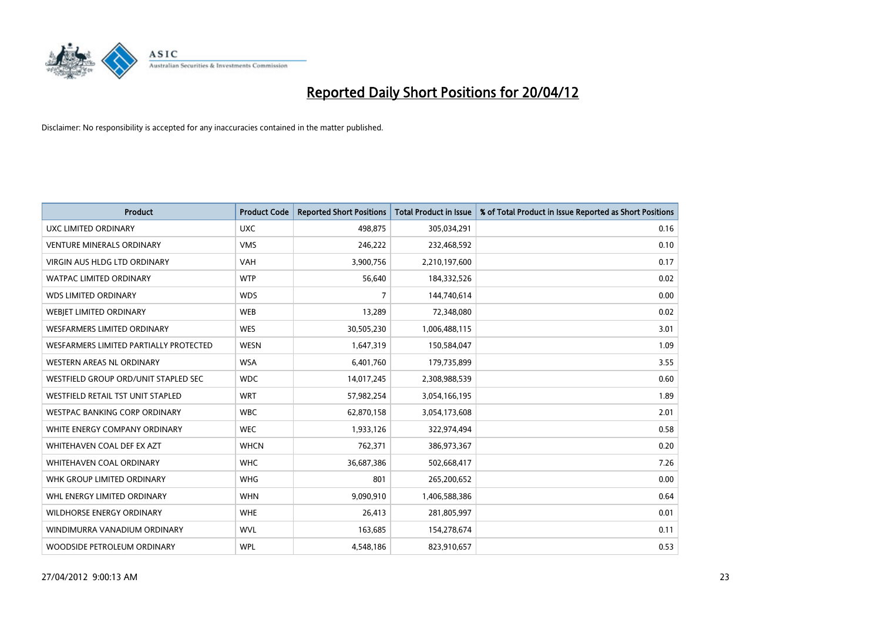# Reported Daily Short Positions for 20/04/12

Disclaimer: No responsibility is accepted for any inaccuracies contained in the matter published.

| Product | Product Code | Reported Short Positions | Total Product in Issue | % of Total Product in Issue Reported as Short Positions |
|---|---|---|---|---|
| UXC LIMITED ORDINARY | UXC | 498,875 | 305,034,291 | 0.16 |
| VENTURE MINERALS ORDINARY | VMS | 246,222 | 232,468,592 | 0.10 |
| VIRGIN AUS HLDG LTD ORDINARY | VAH | 3,900,756 | 2,210,197,600 | 0.17 |
| WATPAC LIMITED ORDINARY | WTP | 56,640 | 184,332,526 | 0.02 |
| WDS LIMITED ORDINARY | WDS | 7 | 144,740,614 | 0.00 |
| WEBJET LIMITED ORDINARY | WEB | 13,289 | 72,348,080 | 0.02 |
| WESFARMERS LIMITED ORDINARY | WES | 30,505,230 | 1,006,488,115 | 3.01 |
| WESFARMERS LIMITED PARTIALLY PROTECTED | WESN | 1,647,319 | 150,584,047 | 1.09 |
| WESTERN AREAS NL ORDINARY | WSA | 6,401,760 | 179,735,899 | 3.55 |
| WESTFIELD GROUP ORD/UNIT STAPLED SEC | WDC | 14,017,245 | 2,308,988,539 | 0.60 |
| WESTFIELD RETAIL TST UNIT STAPLED | WRT | 57,982,254 | 3,054,166,195 | 1.89 |
| WESTPAC BANKING CORP ORDINARY | WBC | 62,870,158 | 3,054,173,608 | 2.01 |
| WHITE ENERGY COMPANY ORDINARY | WEC | 1,933,126 | 322,974,494 | 0.58 |
| WHITEHAVEN COAL DEF EX AZT | WHCN | 762,371 | 386,973,367 | 0.20 |
| WHITEHAVEN COAL ORDINARY | WHC | 36,687,386 | 502,668,417 | 7.26 |
| WHK GROUP LIMITED ORDINARY | WHG | 801 | 265,200,652 | 0.00 |
| WHL ENERGY LIMITED ORDINARY | WHN | 9,090,910 | 1,406,588,386 | 0.64 |
| WILDHORSE ENERGY ORDINARY | WHE | 26,413 | 281,805,997 | 0.01 |
| WINDIMURRA VANADIUM ORDINARY | WVL | 163,685 | 154,278,674 | 0.11 |
| WOODSIDE PETROLEUM ORDINARY | WPL | 4,548,186 | 823,910,657 | 0.53 |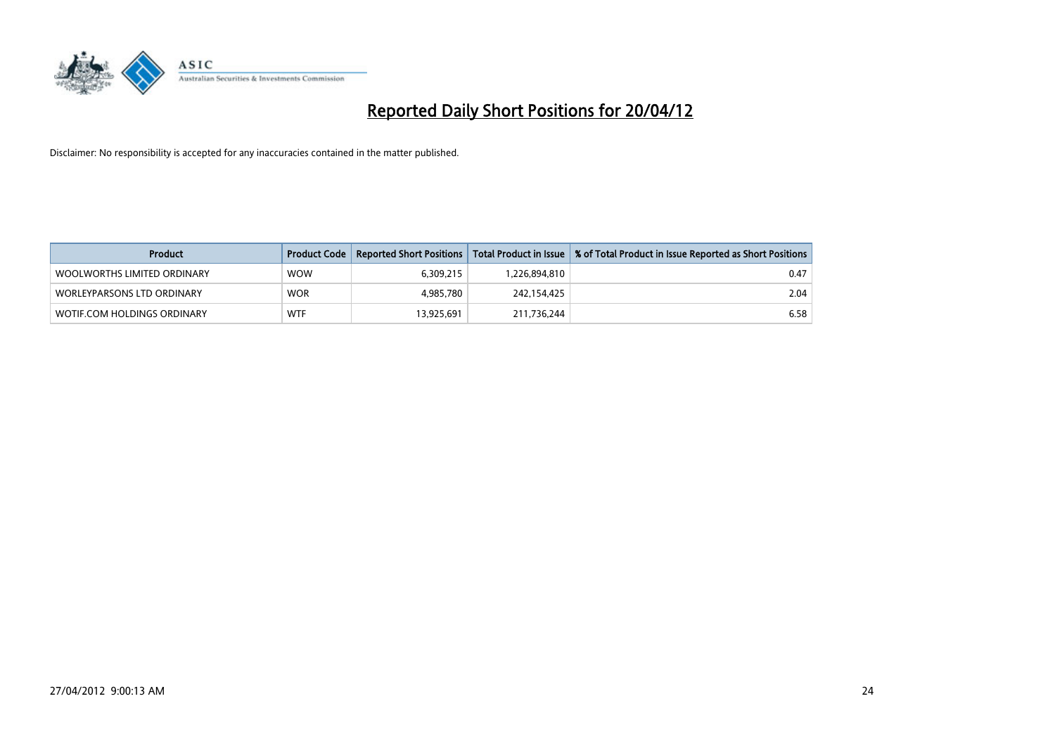# Reported Daily Short Positions for 20/04/12

Disclaimer: No responsibility is accepted for any inaccuracies contained in the matter published.

| Product | Product Code | Reported Short Positions | Total Product in Issue | % of Total Product in Issue Reported as Short Positions |
|---|---|---|---|---|
| WOOLWORTHS LIMITED ORDINARY | WOW | 6,309,215 | 1,226,894,810 | 0.47 |
| WORLEYPARSONS LTD ORDINARY | WOR | 4,985,780 | 242,154,425 | 2.04 |
| WOTIF.COM HOLDINGS ORDINARY | WTF | 13,925,691 | 211,736,244 | 6.58 |

27/04/2012 9:00:13 AM